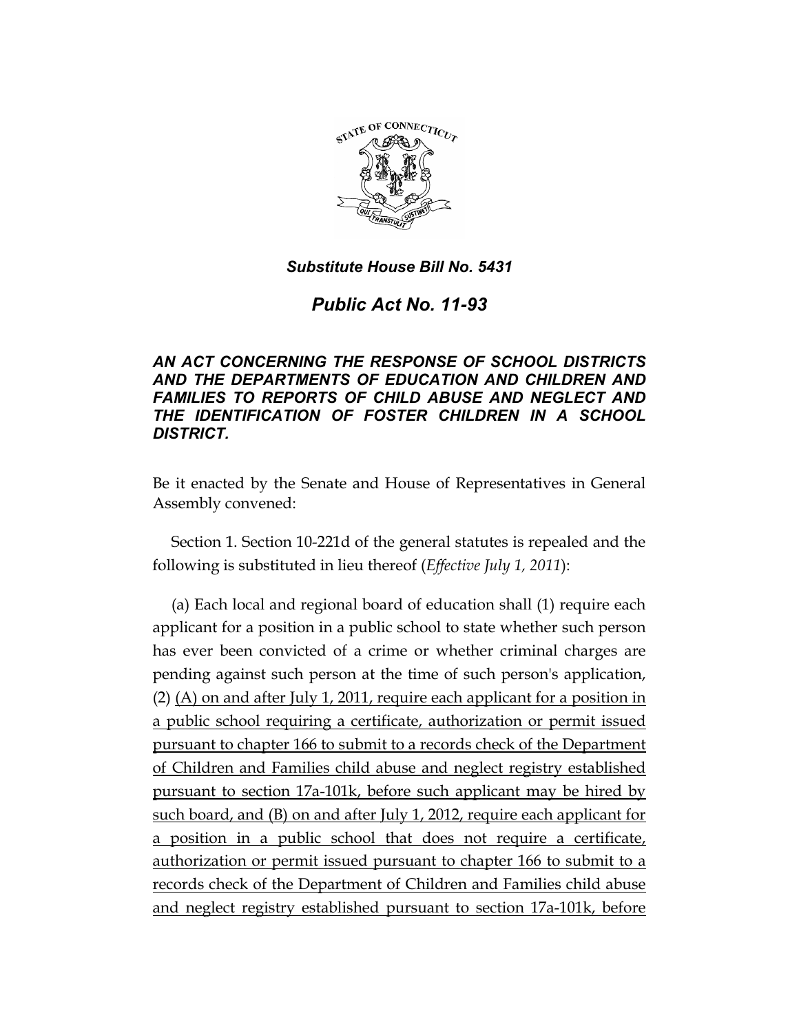***Substitute House Bill No. 5431***

# *Public Act No. 11-93*

***AN ACT CONCERNING THE RESPONSE OF SCHOOL DISTRICTS AND THE DEPARTMENTS OF EDUCATION AND CHILDREN AND FAMILIES TO REPORTS OF CHILD ABUSE AND NEGLECT AND THE IDENTIFICATION OF FOSTER CHILDREN IN A SCHOOL DISTRICT.***

Be it enacted by the Senate and House of Representatives in General Assembly convened:

Section 1. Section 10-221d of the general statutes is repealed and the following is substituted in lieu thereof (*Effective July 1, 2011*):

(a) Each local and regional board of education shall (1) require each applicant for a position in a public school to state whether such person has ever been convicted of a crime or whether criminal charges are pending against such person at the time of such person's application, (2) <u>(A) on and after July 1, 2011, require each applicant for a position in a public school requiring a certificate, authorization or permit issued pursuant to chapter 166 to submit to a records check of the Department of Children and Families child abuse and neglect registry established pursuant to section 17a-101k, before such applicant may be hired by such board, and (B) on and after July 1, 2012, require each applicant for a position in a public school that does not require a certificate, authorization or permit issued pursuant to chapter 166 to submit to a records check of the Department of Children and Families child abuse and neglect registry established pursuant to section 17a-101k, before</u>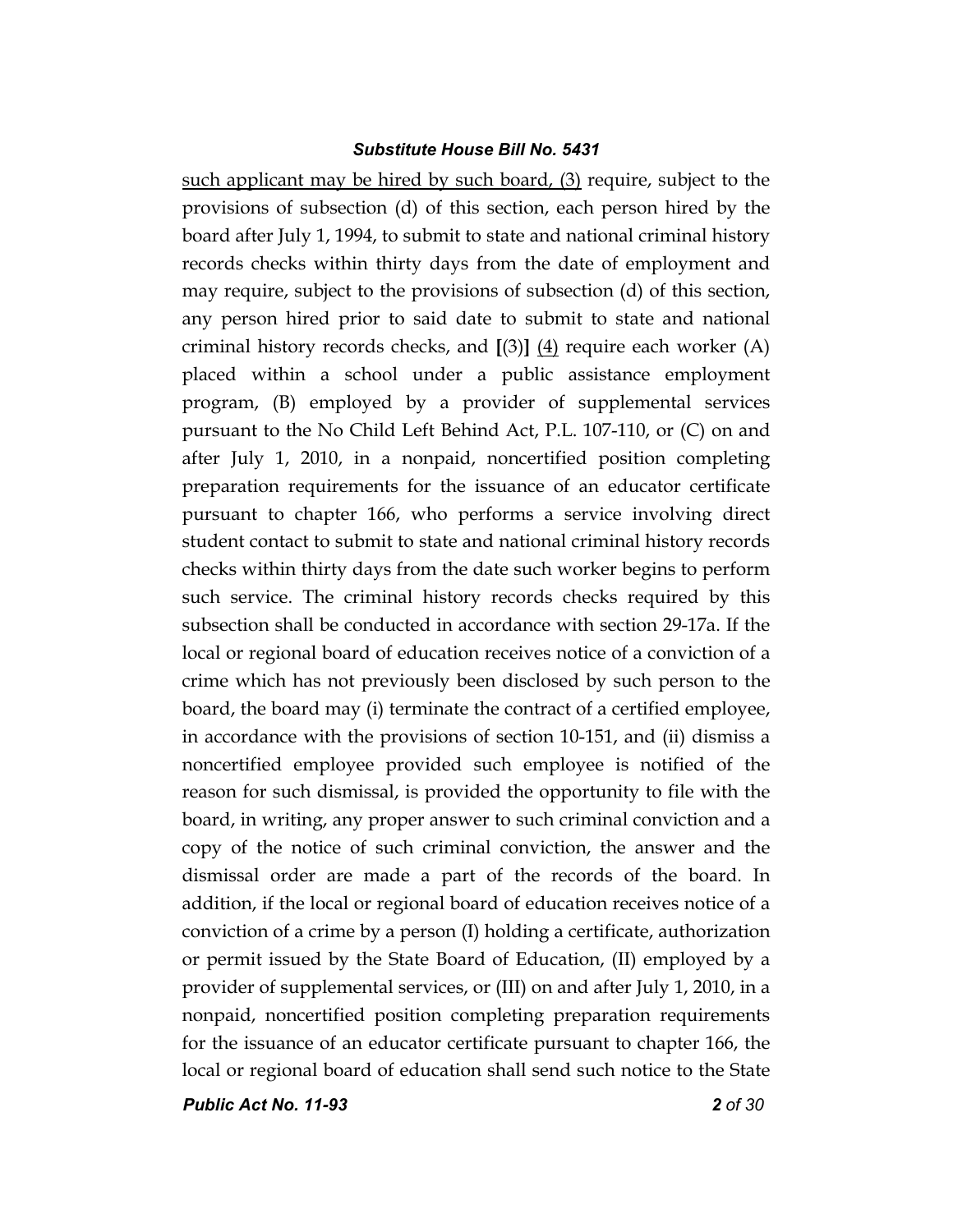such applicant may be hired by such board, (3) require, subject to the provisions of subsection (d) of this section, each person hired by the board after July 1, 1994, to submit to state and national criminal history records checks within thirty days from the date of employment and may require, subject to the provisions of subsection (d) of this section, any person hired prior to said date to submit to state and national criminal history records checks, and [(3)] (4) require each worker (A) placed within a school under a public assistance employment program, (B) employed by a provider of supplemental services pursuant to the No Child Left Behind Act, P.L. 107-110, or (C) on and after July 1, 2010, in a nonpaid, noncertified position completing preparation requirements for the issuance of an educator certificate pursuant to chapter 166, who performs a service involving direct student contact to submit to state and national criminal history records checks within thirty days from the date such worker begins to perform such service. The criminal history records checks required by this subsection shall be conducted in accordance with section 29-17a. If the local or regional board of education receives notice of a conviction of a crime which has not previously been disclosed by such person to the board, the board may (i) terminate the contract of a certified employee, in accordance with the provisions of section 10-151, and (ii) dismiss a noncertified employee provided such employee is notified of the reason for such dismissal, is provided the opportunity to file with the board, in writing, any proper answer to such criminal conviction and a copy of the notice of such criminal conviction, the answer and the dismissal order are made a part of the records of the board. In addition, if the local or regional board of education receives notice of a conviction of a crime by a person (I) holding a certificate, authorization or permit issued by the State Board of Education, (II) employed by a provider of supplemental services, or (III) on and after July 1, 2010, in a nonpaid, noncertified position completing preparation requirements for the issuance of an educator certificate pursuant to chapter 166, the local or regional board of education shall send such notice to the State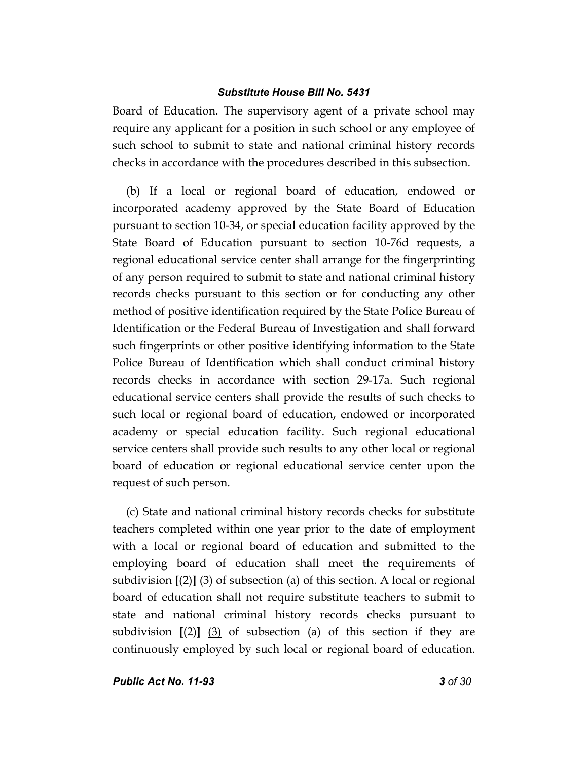Board of Education. The supervisory agent of a private school may require any applicant for a position in such school or any employee of such school to submit to state and national criminal history records checks in accordance with the procedures described in this subsection.

(b) If a local or regional board of education, endowed or incorporated academy approved by the State Board of Education pursuant to section 10-34, or special education facility approved by the State Board of Education pursuant to section 10-76d requests, a regional educational service center shall arrange for the fingerprinting of any person required to submit to state and national criminal history records checks pursuant to this section or for conducting any other method of positive identification required by the State Police Bureau of Identification or the Federal Bureau of Investigation and shall forward such fingerprints or other positive identifying information to the State Police Bureau of Identification which shall conduct criminal history records checks in accordance with section 29-17a. Such regional educational service centers shall provide the results of such checks to such local or regional board of education, endowed or incorporated academy or special education facility. Such regional educational service centers shall provide such results to any other local or regional board of education or regional educational service center upon the request of such person.

(c) State and national criminal history records checks for substitute teachers completed within one year prior to the date of employment with a local or regional board of education and submitted to the employing board of education shall meet the requirements of subdivision **[**(2)**]** <u>(3)</u> of subsection (a) of this section. A local or regional board of education shall not require substitute teachers to submit to state and national criminal history records checks pursuant to subdivision **[**(2)**]** <u>(3)</u> of subsection (a) of this section if they are continuously employed by such local or regional board of education.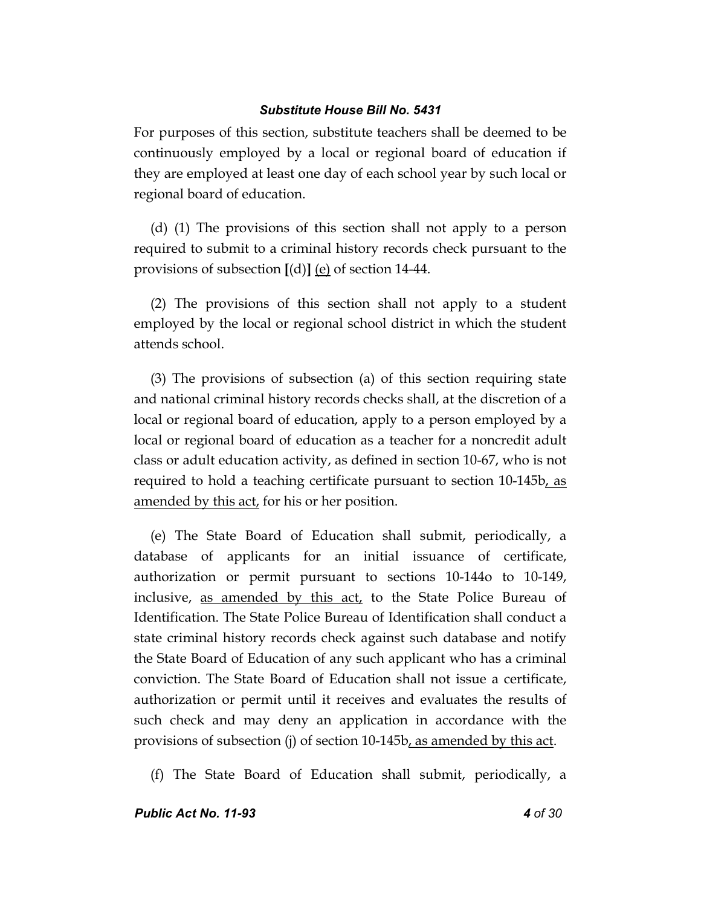For purposes of this section, substitute teachers shall be deemed to be continuously employed by a local or regional board of education if they are employed at least one day of each school year by such local or regional board of education.

(d) (1) The provisions of this section shall not apply to a person required to submit to a criminal history records check pursuant to the provisions of subsection [(d)] (e) of section 14-44.

(2) The provisions of this section shall not apply to a student employed by the local or regional school district in which the student attends school.

(3) The provisions of subsection (a) of this section requiring state and national criminal history records checks shall, at the discretion of a local or regional board of education, apply to a person employed by a local or regional board of education as a teacher for a noncredit adult class or adult education activity, as defined in section 10-67, who is not required to hold a teaching certificate pursuant to section 10-145b, as amended by this act, for his or her position.

(e) The State Board of Education shall submit, periodically, a database of applicants for an initial issuance of certificate, authorization or permit pursuant to sections 10-144o to 10-149, inclusive, as amended by this act, to the State Police Bureau of Identification. The State Police Bureau of Identification shall conduct a state criminal history records check against such database and notify the State Board of Education of any such applicant who has a criminal conviction. The State Board of Education shall not issue a certificate, authorization or permit until it receives and evaluates the results of such check and may deny an application in accordance with the provisions of subsection (j) of section 10-145b, as amended by this act.

(f) The State Board of Education shall submit, periodically, a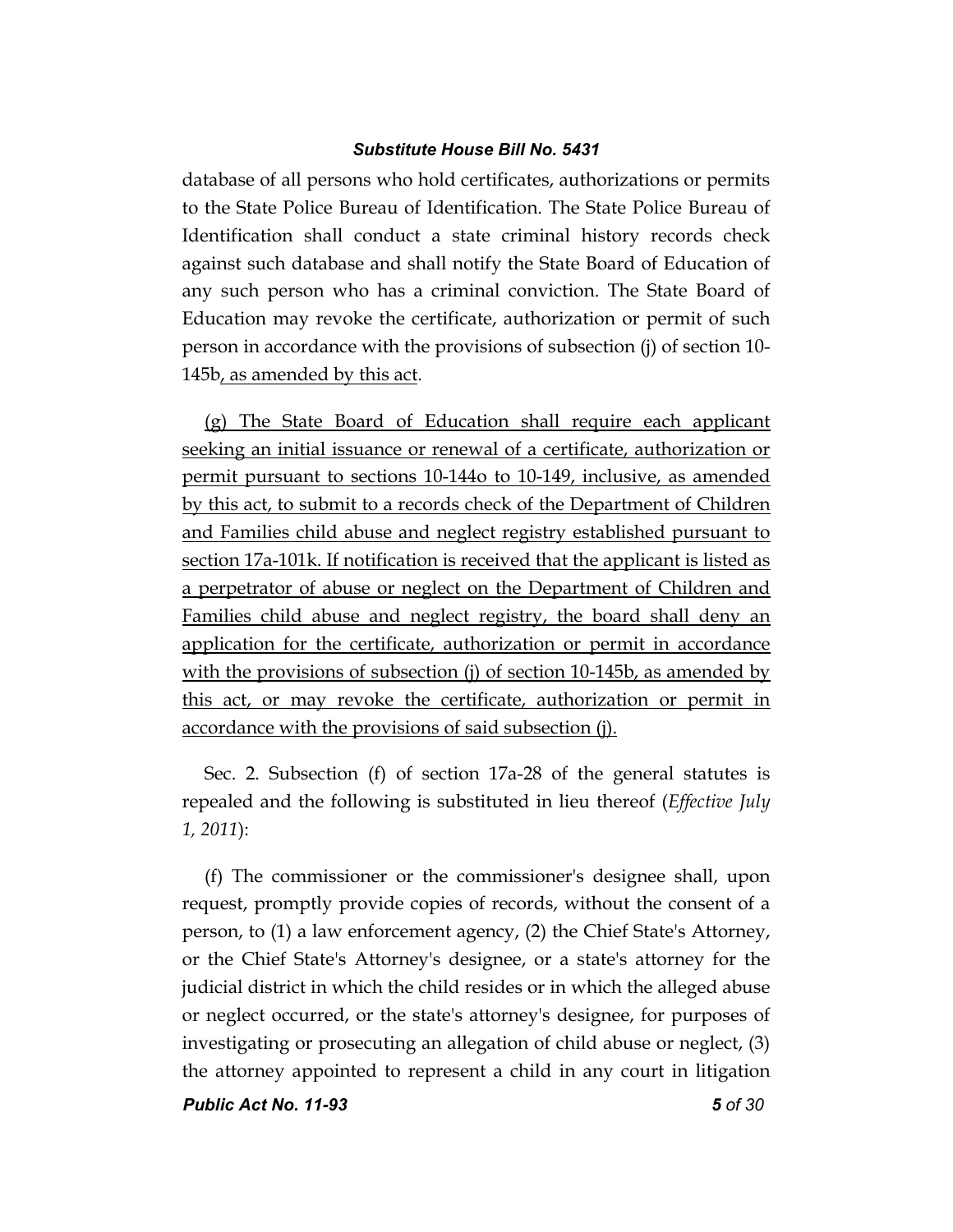database of all persons who hold certificates, authorizations or permits to the State Police Bureau of Identification. The State Police Bureau of Identification shall conduct a state criminal history records check against such database and shall notify the State Board of Education of any such person who has a criminal conviction. The State Board of Education may revoke the certificate, authorization or permit of such person in accordance with the provisions of subsection (j) of section 10-145b, as amended by this act.

(g) The State Board of Education shall require each applicant seeking an initial issuance or renewal of a certificate, authorization or permit pursuant to sections 10-144o to 10-149, inclusive, as amended by this act, to submit to a records check of the Department of Children and Families child abuse and neglect registry established pursuant to section 17a-101k. If notification is received that the applicant is listed as a perpetrator of abuse or neglect on the Department of Children and Families child abuse and neglect registry, the board shall deny an application for the certificate, authorization or permit in accordance with the provisions of subsection (j) of section 10-145b, as amended by this act, or may revoke the certificate, authorization or permit in accordance with the provisions of said subsection (j).

Sec. 2. Subsection (f) of section 17a-28 of the general statutes is repealed and the following is substituted in lieu thereof (*Effective July 1, 2011*):

(f) The commissioner or the commissioner's designee shall, upon request, promptly provide copies of records, without the consent of a person, to (1) a law enforcement agency, (2) the Chief State's Attorney, or the Chief State's Attorney's designee, or a state's attorney for the judicial district in which the child resides or in which the alleged abuse or neglect occurred, or the state's attorney's designee, for purposes of investigating or prosecuting an allegation of child abuse or neglect, (3) the attorney appointed to represent a child in any court in litigation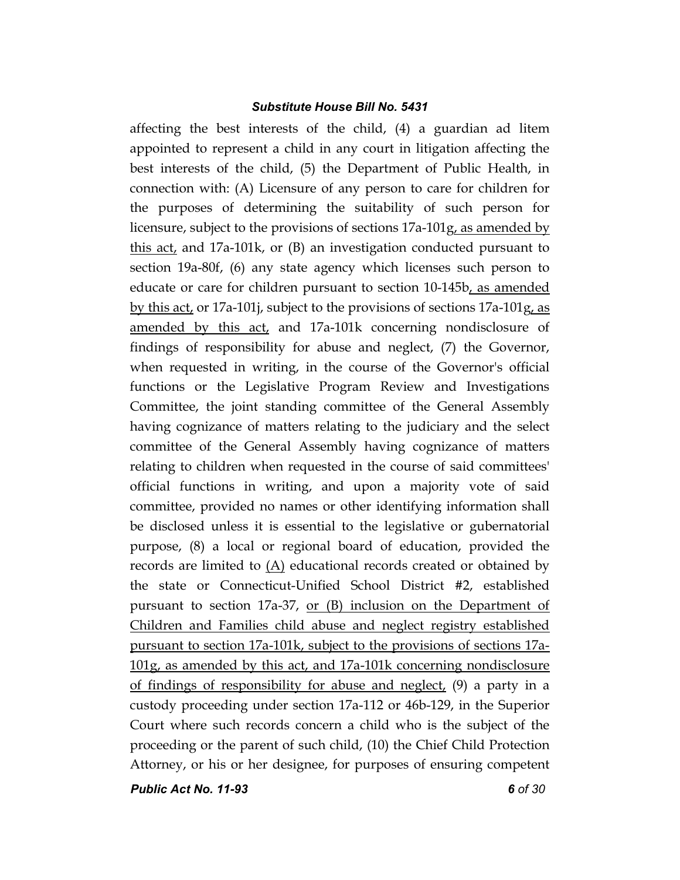affecting the best interests of the child, (4) a guardian ad litem appointed to represent a child in any court in litigation affecting the best interests of the child, (5) the Department of Public Health, in connection with: (A) Licensure of any person to care for children for the purposes of determining the suitability of such person for licensure, subject to the provisions of sections 17a-101g<u>, as amended by this act,</u> and 17a-101k, or (B) an investigation conducted pursuant to section 19a-80f, (6) any state agency which licenses such person to educate or care for children pursuant to section 10-145b<u>, as amended by this act,</u> or 17a-101j, subject to the provisions of sections 17a-101g<u>, as amended by this act,</u> and 17a-101k concerning nondisclosure of findings of responsibility for abuse and neglect, (7) the Governor, when requested in writing, in the course of the Governor's official functions or the Legislative Program Review and Investigations Committee, the joint standing committee of the General Assembly having cognizance of matters relating to the judiciary and the select committee of the General Assembly having cognizance of matters relating to children when requested in the course of said committees' official functions in writing, and upon a majority vote of said committee, provided no names or other identifying information shall be disclosed unless it is essential to the legislative or gubernatorial purpose, (8) a local or regional board of education, provided the records are limited to <u>(A)</u> educational records created or obtained by the state or Connecticut-Unified School District #2, established pursuant to section 17a-37, <u>or (B) inclusion on the Department of Children and Families child abuse and neglect registry established pursuant to section 17a-101k, subject to the provisions of sections 17a-101g, as amended by this act, and 17a-101k concerning nondisclosure of findings of responsibility for abuse and neglect,</u> (9) a party in a custody proceeding under section 17a-112 or 46b-129, in the Superior Court where such records concern a child who is the subject of the proceeding or the parent of such child, (10) the Chief Child Protection Attorney, or his or her designee, for purposes of ensuring competent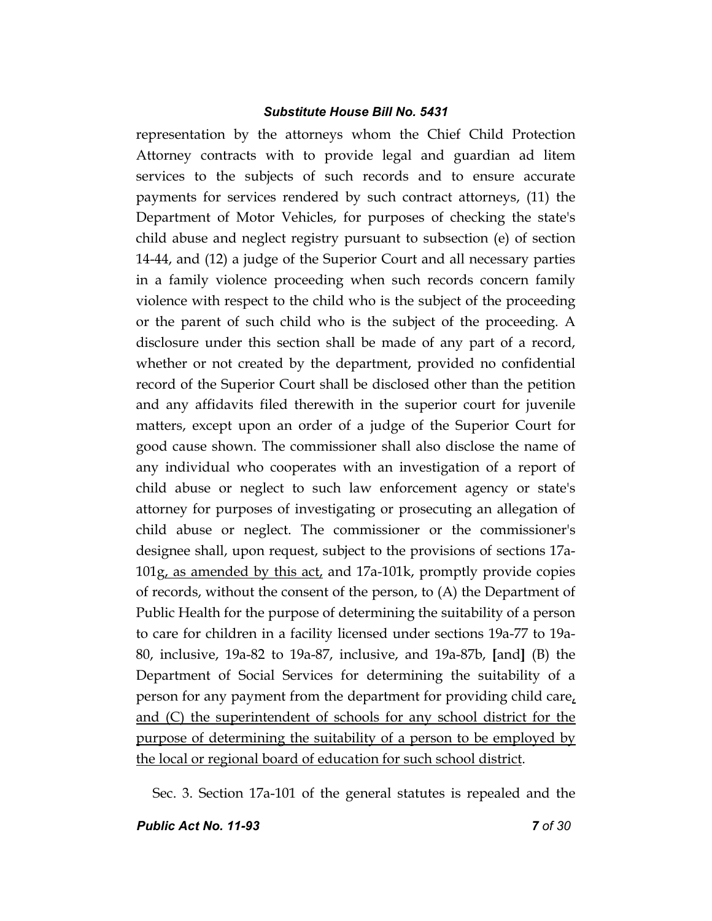representation by the attorneys whom the Chief Child Protection Attorney contracts with to provide legal and guardian ad litem services to the subjects of such records and to ensure accurate payments for services rendered by such contract attorneys, (11) the Department of Motor Vehicles, for purposes of checking the state's child abuse and neglect registry pursuant to subsection (e) of section 14-44, and (12) a judge of the Superior Court and all necessary parties in a family violence proceeding when such records concern family violence with respect to the child who is the subject of the proceeding or the parent of such child who is the subject of the proceeding. A disclosure under this section shall be made of any part of a record, whether or not created by the department, provided no confidential record of the Superior Court shall be disclosed other than the petition and any affidavits filed therewith in the superior court for juvenile matters, except upon an order of a judge of the Superior Court for good cause shown. The commissioner shall also disclose the name of any individual who cooperates with an investigation of a report of child abuse or neglect to such law enforcement agency or state's attorney for purposes of investigating or prosecuting an allegation of child abuse or neglect. The commissioner or the commissioner's designee shall, upon request, subject to the provisions of sections 17a-101g<u>, as amended by this act,</u> and 17a-101k, promptly provide copies of records, without the consent of the person, to (A) the Department of Public Health for the purpose of determining the suitability of a person to care for children in a facility licensed under sections 19a-77 to 19a-80, inclusive, 19a-82 to 19a-87, inclusive, and 19a-87b, **[**and**]** (B) the Department of Social Services for determining the suitability of a person for any payment from the department for providing child care<u>, and (C) the superintendent of schools for any school district for the purpose of determining the suitability of a person to be employed by the local or regional board of education for such school district</u>.

Sec. 3. Section 17a-101 of the general statutes is repealed and the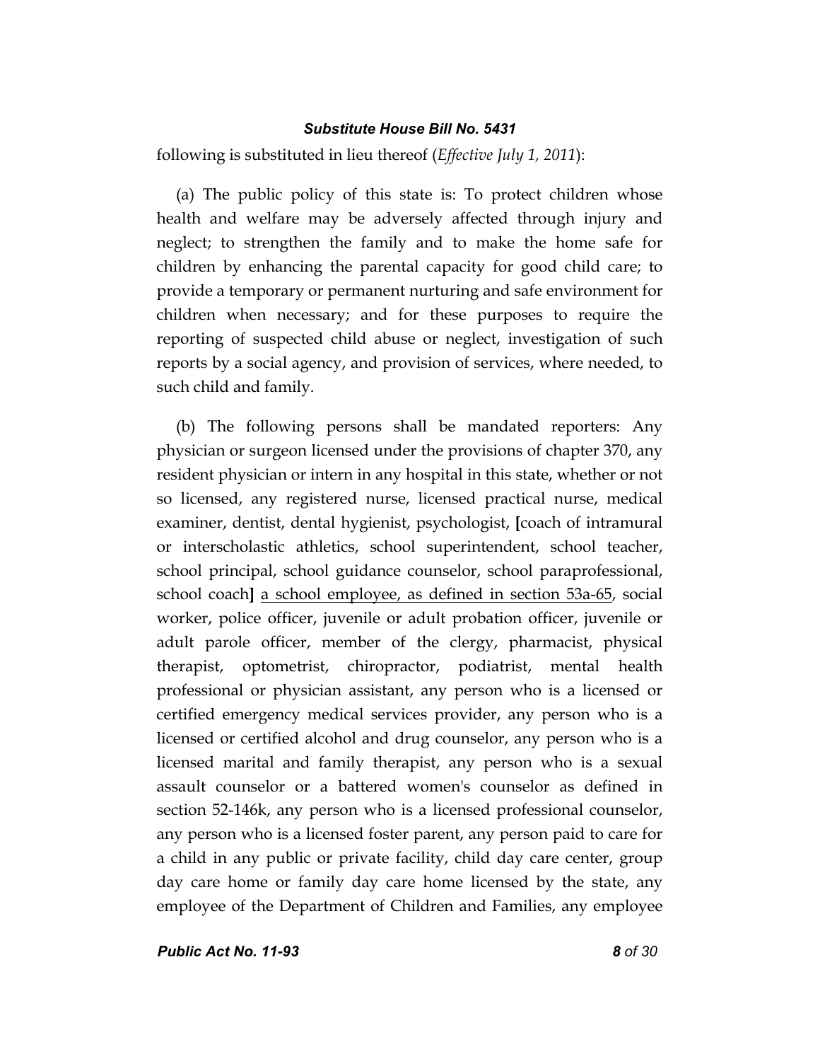following is substituted in lieu thereof (*Effective July 1, 2011*):

(a) The public policy of this state is: To protect children whose health and welfare may be adversely affected through injury and neglect; to strengthen the family and to make the home safe for children by enhancing the parental capacity for good child care; to provide a temporary or permanent nurturing and safe environment for children when necessary; and for these purposes to require the reporting of suspected child abuse or neglect, investigation of such reports by a social agency, and provision of services, where needed, to such child and family.

(b) The following persons shall be mandated reporters: Any physician or surgeon licensed under the provisions of chapter 370, any resident physician or intern in any hospital in this state, whether or not so licensed, any registered nurse, licensed practical nurse, medical examiner, dentist, dental hygienist, psychologist, **[**coach of intramural or interscholastic athletics, school superintendent, school teacher, school principal, school guidance counselor, school paraprofessional, school coach**]** <u>a school employee, as defined in section 53a-65</u>, social worker, police officer, juvenile or adult probation officer, juvenile or adult parole officer, member of the clergy, pharmacist, physical therapist, optometrist, chiropractor, podiatrist, mental health professional or physician assistant, any person who is a licensed or certified emergency medical services provider, any person who is a licensed or certified alcohol and drug counselor, any person who is a licensed marital and family therapist, any person who is a sexual assault counselor or a battered women's counselor as defined in section 52-146k, any person who is a licensed professional counselor, any person who is a licensed foster parent, any person paid to care for a child in any public or private facility, child day care center, group day care home or family day care home licensed by the state, any employee of the Department of Children and Families, any employee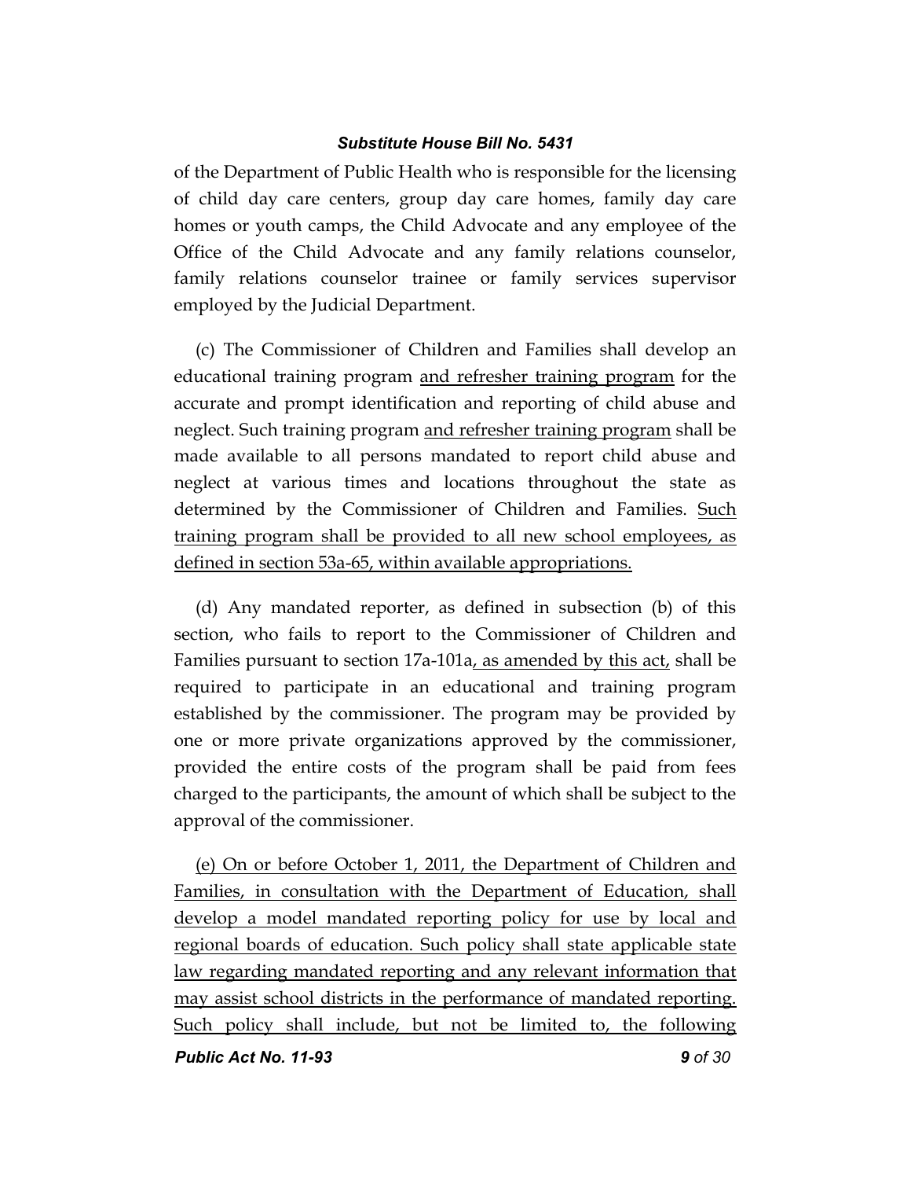of the Department of Public Health who is responsible for the licensing of child day care centers, group day care homes, family day care homes or youth camps, the Child Advocate and any employee of the Office of the Child Advocate and any family relations counselor, family relations counselor trainee or family services supervisor employed by the Judicial Department.

(c) The Commissioner of Children and Families shall develop an educational training program <u>and refresher training program</u> for the accurate and prompt identification and reporting of child abuse and neglect. Such training program <u>and refresher training program</u> shall be made available to all persons mandated to report child abuse and neglect at various times and locations throughout the state as determined by the Commissioner of Children and Families. <u>Such training program shall be provided to all new school employees, as defined in section 53a-65, within available appropriations.</u>

(d) Any mandated reporter, as defined in subsection (b) of this section, who fails to report to the Commissioner of Children and Families pursuant to section 17a-101a<u>, as amended by this act,</u> shall be required to participate in an educational and training program established by the commissioner. The program may be provided by one or more private organizations approved by the commissioner, provided the entire costs of the program shall be paid from fees charged to the participants, the amount of which shall be subject to the approval of the commissioner.

<u>(e) On or before October 1, 2011, the Department of Children and Families, in consultation with the Department of Education, shall develop a model mandated reporting policy for use by local and regional boards of education. Such policy shall state applicable state law regarding mandated reporting and any relevant information that may assist school districts in the performance of mandated reporting. Such policy shall include, but not be limited to, the following</u>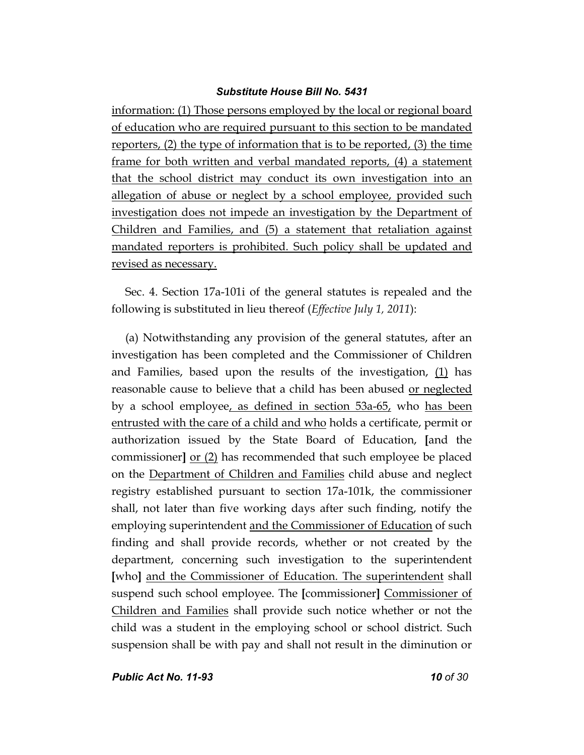information: (1) Those persons employed by the local or regional board of education who are required pursuant to this section to be mandated reporters, (2) the type of information that is to be reported, (3) the time frame for both written and verbal mandated reports, (4) a statement that the school district may conduct its own investigation into an allegation of abuse or neglect by a school employee, provided such investigation does not impede an investigation by the Department of Children and Families, and (5) a statement that retaliation against mandated reporters is prohibited. Such policy shall be updated and revised as necessary.

Sec. 4. Section 17a-101i of the general statutes is repealed and the following is substituted in lieu thereof (*Effective July 1, 2011*):

(a) Notwithstanding any provision of the general statutes, after an investigation has been completed and the Commissioner of Children and Families, based upon the results of the investigation, (1) has reasonable cause to believe that a child has been abused or neglected by a school employee, as defined in section 53a-65, who has been entrusted with the care of a child and who holds a certificate, permit or authorization issued by the State Board of Education, **[**and the commissioner**]** or (2) has recommended that such employee be placed on the Department of Children and Families child abuse and neglect registry established pursuant to section 17a-101k, the commissioner shall, not later than five working days after such finding, notify the employing superintendent and the Commissioner of Education of such finding and shall provide records, whether or not created by the department, concerning such investigation to the superintendent **[**who**]** and the Commissioner of Education. The superintendent shall suspend such school employee. The **[**commissioner**]** Commissioner of Children and Families shall provide such notice whether or not the child was a student in the employing school or school district. Such suspension shall be with pay and shall not result in the diminution or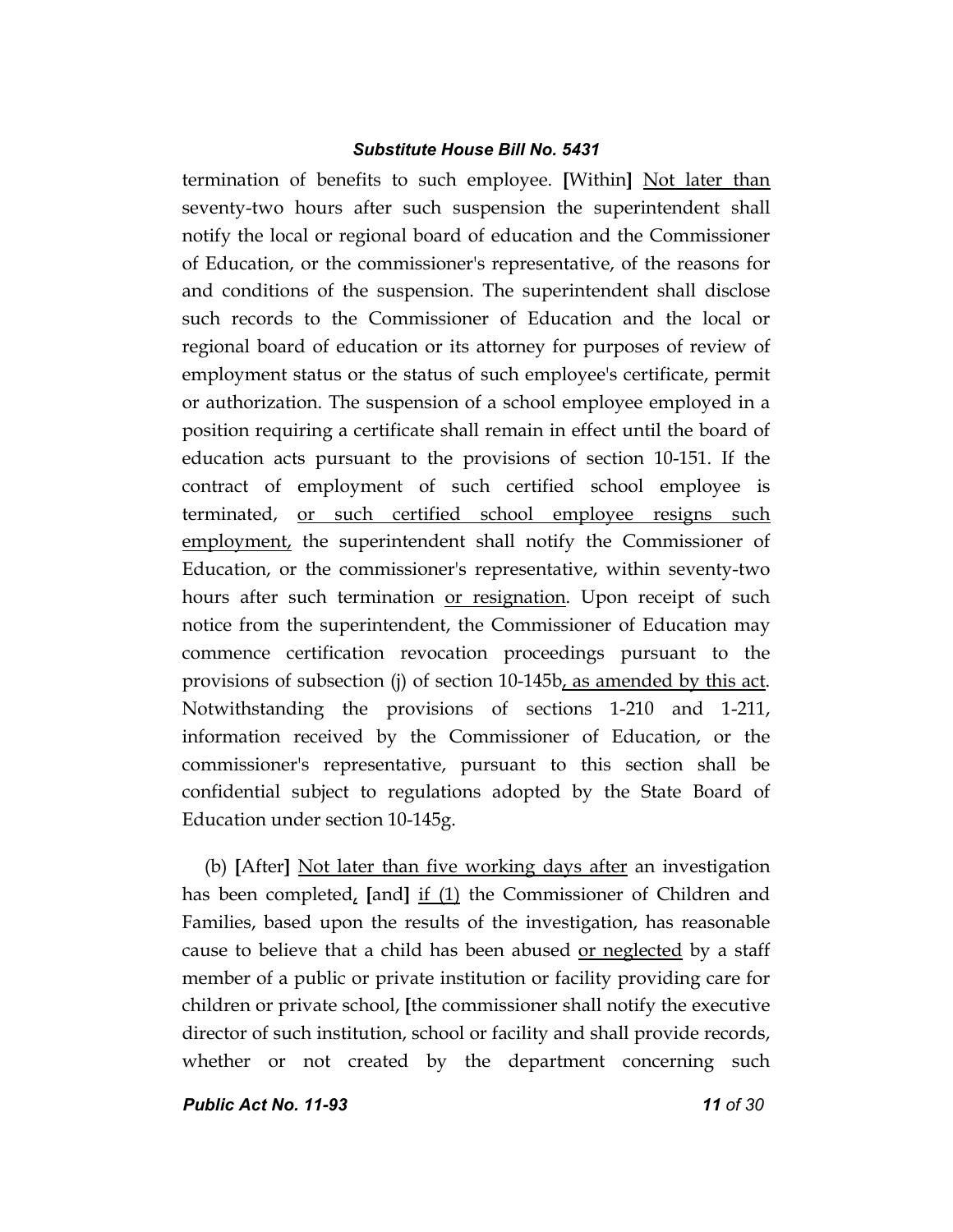termination of benefits to such employee. **[**Within**]** Not later than seventy-two hours after such suspension the superintendent shall notify the local or regional board of education and the Commissioner of Education, or the commissioner's representative, of the reasons for and conditions of the suspension. The superintendent shall disclose such records to the Commissioner of Education and the local or regional board of education or its attorney for purposes of review of employment status or the status of such employee's certificate, permit or authorization. The suspension of a school employee employed in a position requiring a certificate shall remain in effect until the board of education acts pursuant to the provisions of section 10-151. If the contract of employment of such certified school employee is terminated, or such certified school employee resigns such employment, the superintendent shall notify the Commissioner of Education, or the commissioner's representative, within seventy-two hours after such termination or resignation. Upon receipt of such notice from the superintendent, the Commissioner of Education may commence certification revocation proceedings pursuant to the provisions of subsection (j) of section 10-145b, as amended by this act. Notwithstanding the provisions of sections 1-210 and 1-211, information received by the Commissioner of Education, or the commissioner's representative, pursuant to this section shall be confidential subject to regulations adopted by the State Board of Education under section 10-145g.

(b) **[**After**]** Not later than five working days after an investigation has been completed, **[**and**]** if (1) the Commissioner of Children and Families, based upon the results of the investigation, has reasonable cause to believe that a child has been abused or neglected by a staff member of a public or private institution or facility providing care for children or private school, **[**the commissioner shall notify the executive director of such institution, school or facility and shall provide records, whether or not created by the department concerning such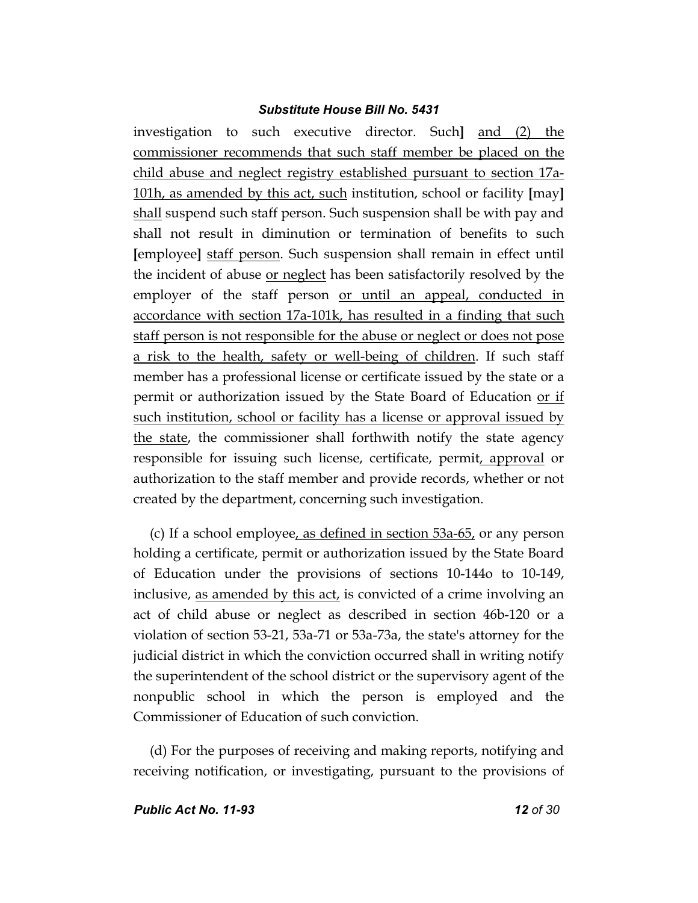investigation to such executive director. Such] <u>and (2) the commissioner recommends that such staff member be placed on the child abuse and neglect registry established pursuant to section 17a-101h, as amended by this act, such</u> institution, school or facility [may] <u>shall</u> suspend such staff person. Such suspension shall be with pay and shall not result in diminution or termination of benefits to such [employee] <u>staff person</u>. Such suspension shall remain in effect until the incident of abuse <u>or neglect</u> has been satisfactorily resolved by the employer of the staff person <u>or until an appeal, conducted in accordance with section 17a-101k, has resulted in a finding that such staff person is not responsible for the abuse or neglect or does not pose a risk to the health, safety or well-being of children</u>. If such staff member has a professional license or certificate issued by the state or a permit or authorization issued by the State Board of Education <u>or if such institution, school or facility has a license or approval issued by the state</u>, the commissioner shall forthwith notify the state agency responsible for issuing such license, certificate, permit<u>, approval</u> or authorization to the staff member and provide records, whether or not created by the department, concerning such investigation.

(c) If a school employee<u>, as defined in section 53a-65,</u> or any person holding a certificate, permit or authorization issued by the State Board of Education under the provisions of sections 10-144o to 10-149, inclusive, <u>as amended by this act,</u> is convicted of a crime involving an act of child abuse or neglect as described in section 46b-120 or a violation of section 53-21, 53a-71 or 53a-73a, the state's attorney for the judicial district in which the conviction occurred shall in writing notify the superintendent of the school district or the supervisory agent of the nonpublic school in which the person is employed and the Commissioner of Education of such conviction.

(d) For the purposes of receiving and making reports, notifying and receiving notification, or investigating, pursuant to the provisions of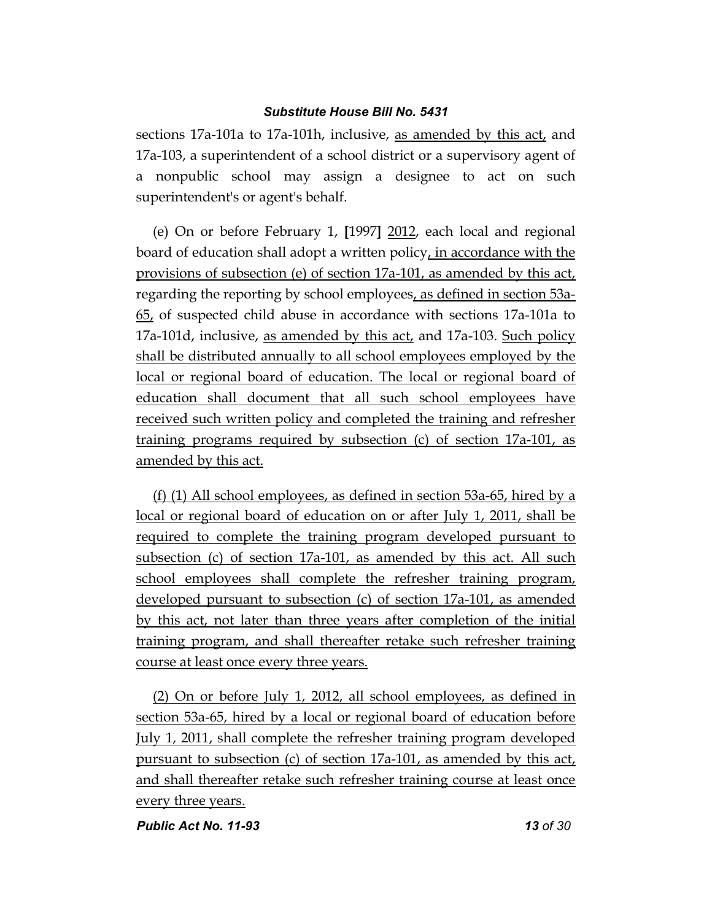sections 17a-101a to 17a-101h, inclusive, as amended by this act, and 17a-103, a superintendent of a school district or a supervisory agent of a nonpublic school may assign a designee to act on such superintendent's or agent's behalf.

(e) On or before February 1, [1997] 2012, each local and regional board of education shall adopt a written policy, in accordance with the provisions of subsection (e) of section 17a-101, as amended by this act, regarding the reporting by school employees, as defined in section 53a-65, of suspected child abuse in accordance with sections 17a-101a to 17a-101d, inclusive, as amended by this act, and 17a-103. Such policy shall be distributed annually to all school employees employed by the local or regional board of education. The local or regional board of education shall document that all such school employees have received such written policy and completed the training and refresher training programs required by subsection (c) of section 17a-101, as amended by this act.

(f) (1) All school employees, as defined in section 53a-65, hired by a local or regional board of education on or after July 1, 2011, shall be required to complete the training program developed pursuant to subsection (c) of section 17a-101, as amended by this act. All such school employees shall complete the refresher training program, developed pursuant to subsection (c) of section 17a-101, as amended by this act, not later than three years after completion of the initial training program, and shall thereafter retake such refresher training course at least once every three years.

(2) On or before July 1, 2012, all school employees, as defined in section 53a-65, hired by a local or regional board of education before July 1, 2011, shall complete the refresher training program developed pursuant to subsection (c) of section 17a-101, as amended by this act, and shall thereafter retake such refresher training course at least once every three years.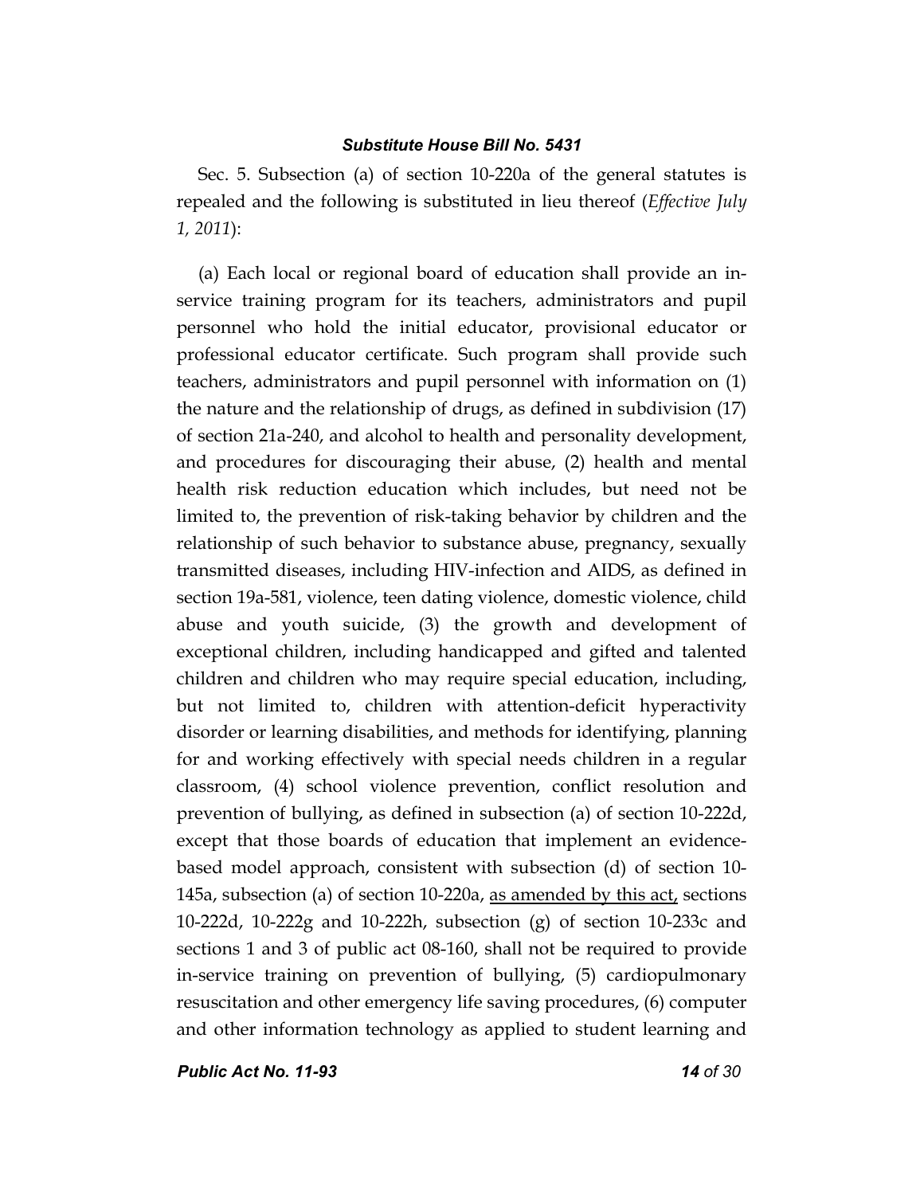Sec. 5. Subsection (a) of section 10-220a of the general statutes is repealed and the following is substituted in lieu thereof (*Effective July 1, 2011*):

(a) Each local or regional board of education shall provide an in-service training program for its teachers, administrators and pupil personnel who hold the initial educator, provisional educator or professional educator certificate. Such program shall provide such teachers, administrators and pupil personnel with information on (1) the nature and the relationship of drugs, as defined in subdivision (17) of section 21a-240, and alcohol to health and personality development, and procedures for discouraging their abuse, (2) health and mental health risk reduction education which includes, but need not be limited to, the prevention of risk-taking behavior by children and the relationship of such behavior to substance abuse, pregnancy, sexually transmitted diseases, including HIV-infection and AIDS, as defined in section 19a-581, violence, teen dating violence, domestic violence, child abuse and youth suicide, (3) the growth and development of exceptional children, including handicapped and gifted and talented children and children who may require special education, including, but not limited to, children with attention-deficit hyperactivity disorder or learning disabilities, and methods for identifying, planning for and working effectively with special needs children in a regular classroom, (4) school violence prevention, conflict resolution and prevention of bullying, as defined in subsection (a) of section 10-222d, except that those boards of education that implement an evidence-based model approach, consistent with subsection (d) of section 10-145a, subsection (a) of section 10-220a, <u>as amended by this act,</u> sections 10-222d, 10-222g and 10-222h, subsection (g) of section 10-233c and sections 1 and 3 of public act 08-160, shall not be required to provide in-service training on prevention of bullying, (5) cardiopulmonary resuscitation and other emergency life saving procedures, (6) computer and other information technology as applied to student learning and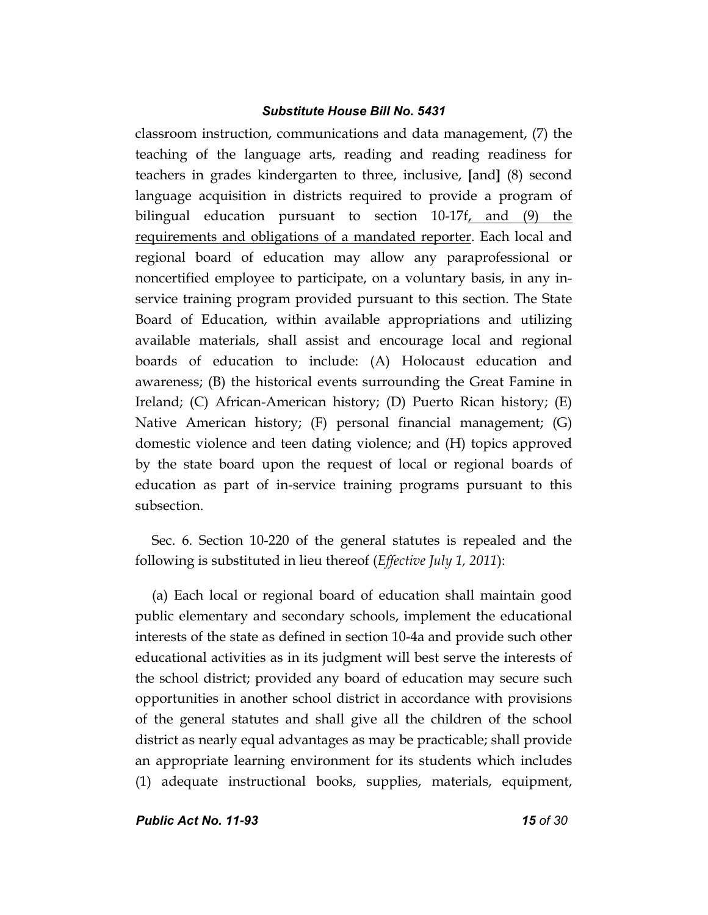classroom instruction, communications and data management, (7) the teaching of the language arts, reading and reading readiness for teachers in grades kindergarten to three, inclusive, [and] (8) second language acquisition in districts required to provide a program of bilingual education pursuant to section 10-17f<u>, and (9) the requirements and obligations of a mandated reporter</u>. Each local and regional board of education may allow any paraprofessional or noncertified employee to participate, on a voluntary basis, in any in-service training program provided pursuant to this section. The State Board of Education, within available appropriations and utilizing available materials, shall assist and encourage local and regional boards of education to include: (A) Holocaust education and awareness; (B) the historical events surrounding the Great Famine in Ireland; (C) African-American history; (D) Puerto Rican history; (E) Native American history; (F) personal financial management; (G) domestic violence and teen dating violence; and (H) topics approved by the state board upon the request of local or regional boards of education as part of in-service training programs pursuant to this subsection.

Sec. 6. Section 10-220 of the general statutes is repealed and the following is substituted in lieu thereof (*Effective July 1, 2011*):

(a) Each local or regional board of education shall maintain good public elementary and secondary schools, implement the educational interests of the state as defined in section 10-4a and provide such other educational activities as in its judgment will best serve the interests of the school district; provided any board of education may secure such opportunities in another school district in accordance with provisions of the general statutes and shall give all the children of the school district as nearly equal advantages as may be practicable; shall provide an appropriate learning environment for its students which includes (1) adequate instructional books, supplies, materials, equipment,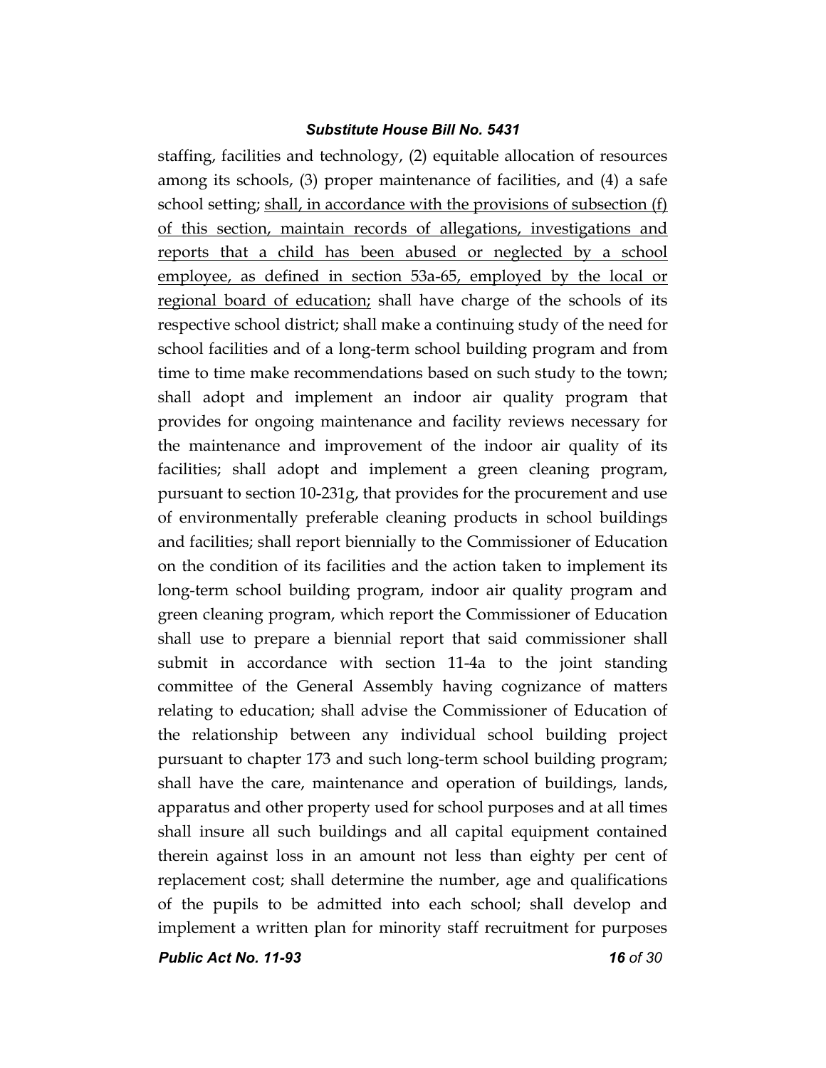staffing, facilities and technology, (2) equitable allocation of resources among its schools, (3) proper maintenance of facilities, and (4) a safe school setting; <u>shall, in accordance with the provisions of subsection (f) of this section, maintain records of allegations, investigations and reports that a child has been abused or neglected by a school employee, as defined in section 53a-65, employed by the local or regional board of education;</u> shall have charge of the schools of its respective school district; shall make a continuing study of the need for school facilities and of a long-term school building program and from time to time make recommendations based on such study to the town; shall adopt and implement an indoor air quality program that provides for ongoing maintenance and facility reviews necessary for the maintenance and improvement of the indoor air quality of its facilities; shall adopt and implement a green cleaning program, pursuant to section 10-231g, that provides for the procurement and use of environmentally preferable cleaning products in school buildings and facilities; shall report biennially to the Commissioner of Education on the condition of its facilities and the action taken to implement its long-term school building program, indoor air quality program and green cleaning program, which report the Commissioner of Education shall use to prepare a biennial report that said commissioner shall submit in accordance with section 11-4a to the joint standing committee of the General Assembly having cognizance of matters relating to education; shall advise the Commissioner of Education of the relationship between any individual school building project pursuant to chapter 173 and such long-term school building program; shall have the care, maintenance and operation of buildings, lands, apparatus and other property used for school purposes and at all times shall insure all such buildings and all capital equipment contained therein against loss in an amount not less than eighty per cent of replacement cost; shall determine the number, age and qualifications of the pupils to be admitted into each school; shall develop and implement a written plan for minority staff recruitment for purposes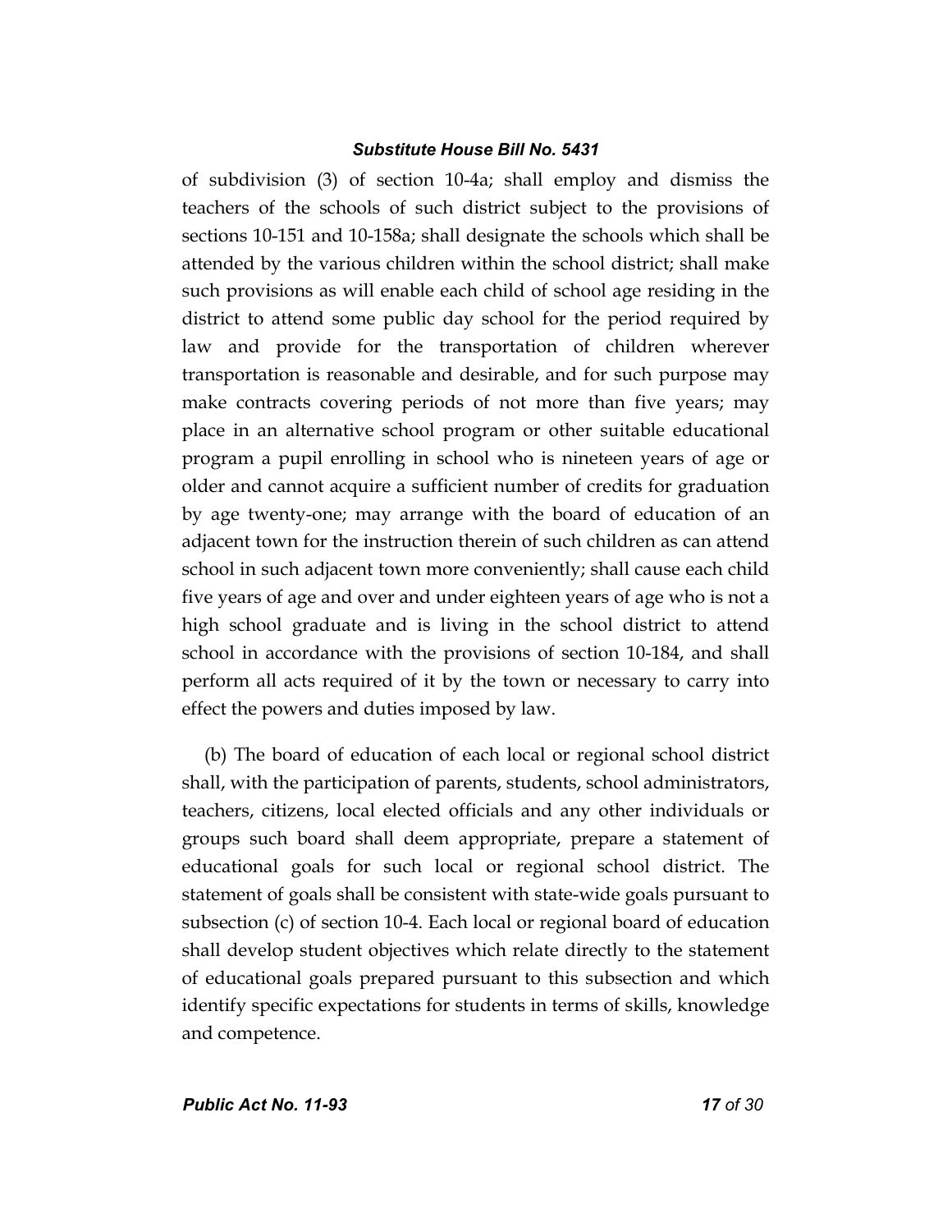of subdivision (3) of section 10-4a; shall employ and dismiss the teachers of the schools of such district subject to the provisions of sections 10-151 and 10-158a; shall designate the schools which shall be attended by the various children within the school district; shall make such provisions as will enable each child of school age residing in the district to attend some public day school for the period required by law and provide for the transportation of children wherever transportation is reasonable and desirable, and for such purpose may make contracts covering periods of not more than five years; may place in an alternative school program or other suitable educational program a pupil enrolling in school who is nineteen years of age or older and cannot acquire a sufficient number of credits for graduation by age twenty-one; may arrange with the board of education of an adjacent town for the instruction therein of such children as can attend school in such adjacent town more conveniently; shall cause each child five years of age and over and under eighteen years of age who is not a high school graduate and is living in the school district to attend school in accordance with the provisions of section 10-184, and shall perform all acts required of it by the town or necessary to carry into effect the powers and duties imposed by law.

(b) The board of education of each local or regional school district shall, with the participation of parents, students, school administrators, teachers, citizens, local elected officials and any other individuals or groups such board shall deem appropriate, prepare a statement of educational goals for such local or regional school district. The statement of goals shall be consistent with state-wide goals pursuant to subsection (c) of section 10-4. Each local or regional board of education shall develop student objectives which relate directly to the statement of educational goals prepared pursuant to this subsection and which identify specific expectations for students in terms of skills, knowledge and competence.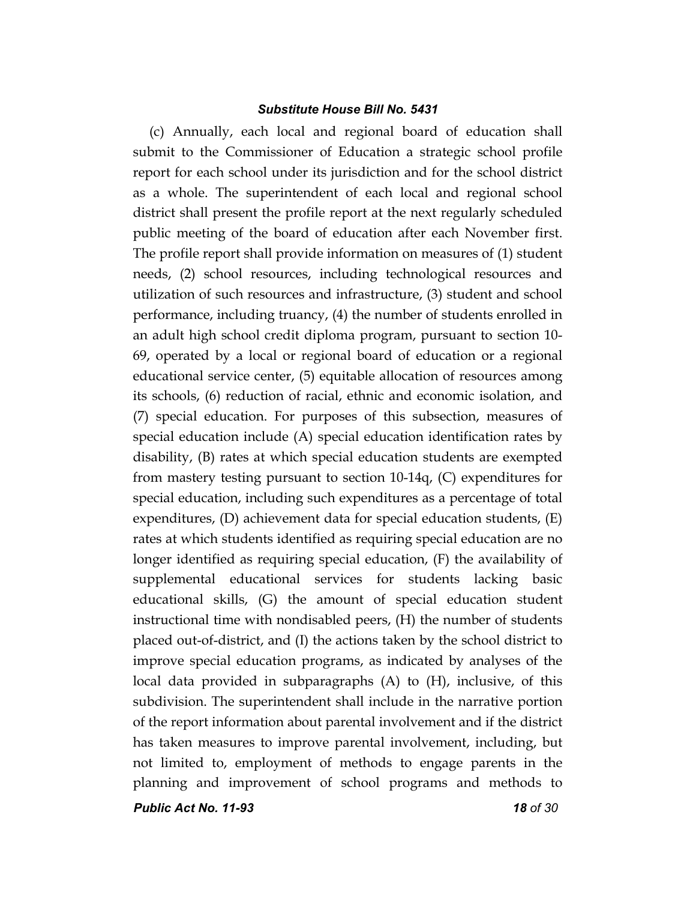(c) Annually, each local and regional board of education shall submit to the Commissioner of Education a strategic school profile report for each school under its jurisdiction and for the school district as a whole. The superintendent of each local and regional school district shall present the profile report at the next regularly scheduled public meeting of the board of education after each November first. The profile report shall provide information on measures of (1) student needs, (2) school resources, including technological resources and utilization of such resources and infrastructure, (3) student and school performance, including truancy, (4) the number of students enrolled in an adult high school credit diploma program, pursuant to section 10-69, operated by a local or regional board of education or a regional educational service center, (5) equitable allocation of resources among its schools, (6) reduction of racial, ethnic and economic isolation, and (7) special education. For purposes of this subsection, measures of special education include (A) special education identification rates by disability, (B) rates at which special education students are exempted from mastery testing pursuant to section 10-14q, (C) expenditures for special education, including such expenditures as a percentage of total expenditures, (D) achievement data for special education students, (E) rates at which students identified as requiring special education are no longer identified as requiring special education, (F) the availability of supplemental educational services for students lacking basic educational skills, (G) the amount of special education student instructional time with nondisabled peers, (H) the number of students placed out-of-district, and (I) the actions taken by the school district to improve special education programs, as indicated by analyses of the local data provided in subparagraphs (A) to (H), inclusive, of this subdivision. The superintendent shall include in the narrative portion of the report information about parental involvement and if the district has taken measures to improve parental involvement, including, but not limited to, employment of methods to engage parents in the planning and improvement of school programs and methods to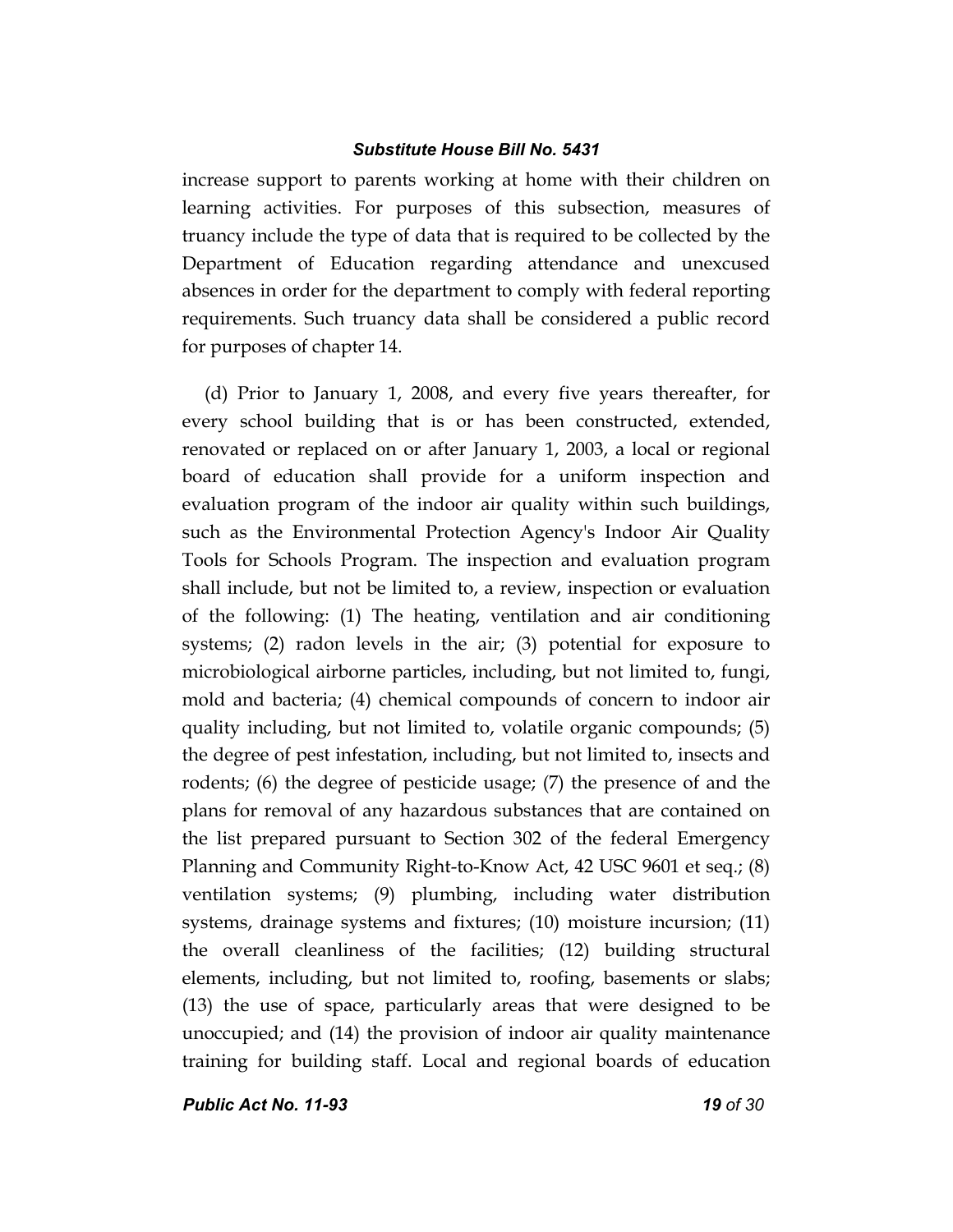increase support to parents working at home with their children on learning activities. For purposes of this subsection, measures of truancy include the type of data that is required to be collected by the Department of Education regarding attendance and unexcused absences in order for the department to comply with federal reporting requirements. Such truancy data shall be considered a public record for purposes of chapter 14.

(d) Prior to January 1, 2008, and every five years thereafter, for every school building that is or has been constructed, extended, renovated or replaced on or after January 1, 2003, a local or regional board of education shall provide for a uniform inspection and evaluation program of the indoor air quality within such buildings, such as the Environmental Protection Agency's Indoor Air Quality Tools for Schools Program. The inspection and evaluation program shall include, but not be limited to, a review, inspection or evaluation of the following: (1) The heating, ventilation and air conditioning systems; (2) radon levels in the air; (3) potential for exposure to microbiological airborne particles, including, but not limited to, fungi, mold and bacteria; (4) chemical compounds of concern to indoor air quality including, but not limited to, volatile organic compounds; (5) the degree of pest infestation, including, but not limited to, insects and rodents; (6) the degree of pesticide usage; (7) the presence of and the plans for removal of any hazardous substances that are contained on the list prepared pursuant to Section 302 of the federal Emergency Planning and Community Right-to-Know Act, 42 USC 9601 et seq.; (8) ventilation systems; (9) plumbing, including water distribution systems, drainage systems and fixtures; (10) moisture incursion; (11) the overall cleanliness of the facilities; (12) building structural elements, including, but not limited to, roofing, basements or slabs; (13) the use of space, particularly areas that were designed to be unoccupied; and (14) the provision of indoor air quality maintenance training for building staff. Local and regional boards of education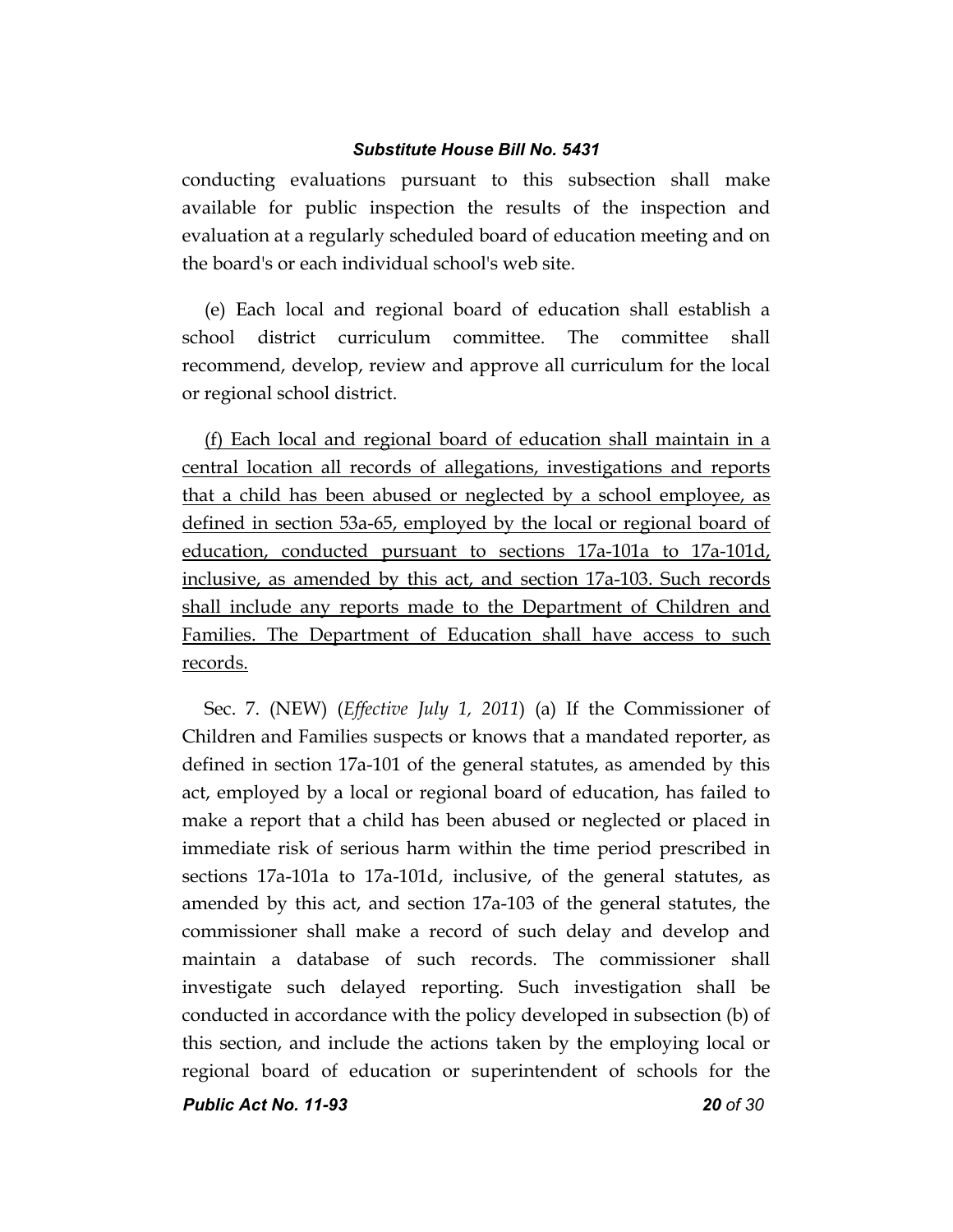conducting evaluations pursuant to this subsection shall make available for public inspection the results of the inspection and evaluation at a regularly scheduled board of education meeting and on the board's or each individual school's web site.

(e) Each local and regional board of education shall establish a school district curriculum committee. The committee shall recommend, develop, review and approve all curriculum for the local or regional school district.

<u>(f) Each local and regional board of education shall maintain in a central location all records of allegations, investigations and reports that a child has been abused or neglected by a school employee, as defined in section 53a-65, employed by the local or regional board of education, conducted pursuant to sections 17a-101a to 17a-101d, inclusive, as amended by this act, and section 17a-103. Such records shall include any reports made to the Department of Children and Families. The Department of Education shall have access to such records.</u>

Sec. 7. (NEW) (*Effective July 1, 2011*) (a) If the Commissioner of Children and Families suspects or knows that a mandated reporter, as defined in section 17a-101 of the general statutes, as amended by this act, employed by a local or regional board of education, has failed to make a report that a child has been abused or neglected or placed in immediate risk of serious harm within the time period prescribed in sections 17a-101a to 17a-101d, inclusive, of the general statutes, as amended by this act, and section 17a-103 of the general statutes, the commissioner shall make a record of such delay and develop and maintain a database of such records. The commissioner shall investigate such delayed reporting. Such investigation shall be conducted in accordance with the policy developed in subsection (b) of this section, and include the actions taken by the employing local or regional board of education or superintendent of schools for the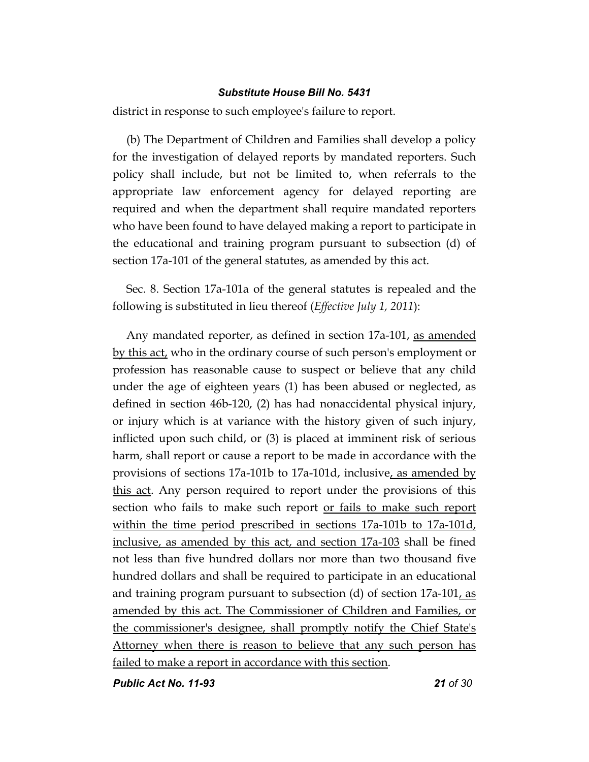district in response to such employee's failure to report.

(b) The Department of Children and Families shall develop a policy for the investigation of delayed reports by mandated reporters. Such policy shall include, but not be limited to, when referrals to the appropriate law enforcement agency for delayed reporting are required and when the department shall require mandated reporters who have been found to have delayed making a report to participate in the educational and training program pursuant to subsection (d) of section 17a-101 of the general statutes, as amended by this act.

Sec. 8. Section 17a-101a of the general statutes is repealed and the following is substituted in lieu thereof (*Effective July 1, 2011*):

Any mandated reporter, as defined in section 17a-101, <u>as amended by this act,</u> who in the ordinary course of such person's employment or profession has reasonable cause to suspect or believe that any child under the age of eighteen years (1) has been abused or neglected, as defined in section 46b-120, (2) has had nonaccidental physical injury, or injury which is at variance with the history given of such injury, inflicted upon such child, or (3) is placed at imminent risk of serious harm, shall report or cause a report to be made in accordance with the provisions of sections 17a-101b to 17a-101d, inclusive<u>, as amended by this act</u>. Any person required to report under the provisions of this section who fails to make such report <u>or fails to make such report within the time period prescribed in sections 17a-101b to 17a-101d, inclusive, as amended by this act, and section 17a-103</u> shall be fined not less than five hundred dollars nor more than two thousand five hundred dollars and shall be required to participate in an educational and training program pursuant to subsection (d) of section 17a-101<u>, as amended by this act. The Commissioner of Children and Families, or the commissioner's designee, shall promptly notify the Chief State's Attorney when there is reason to believe that any such person has failed to make a report in accordance with this section</u>.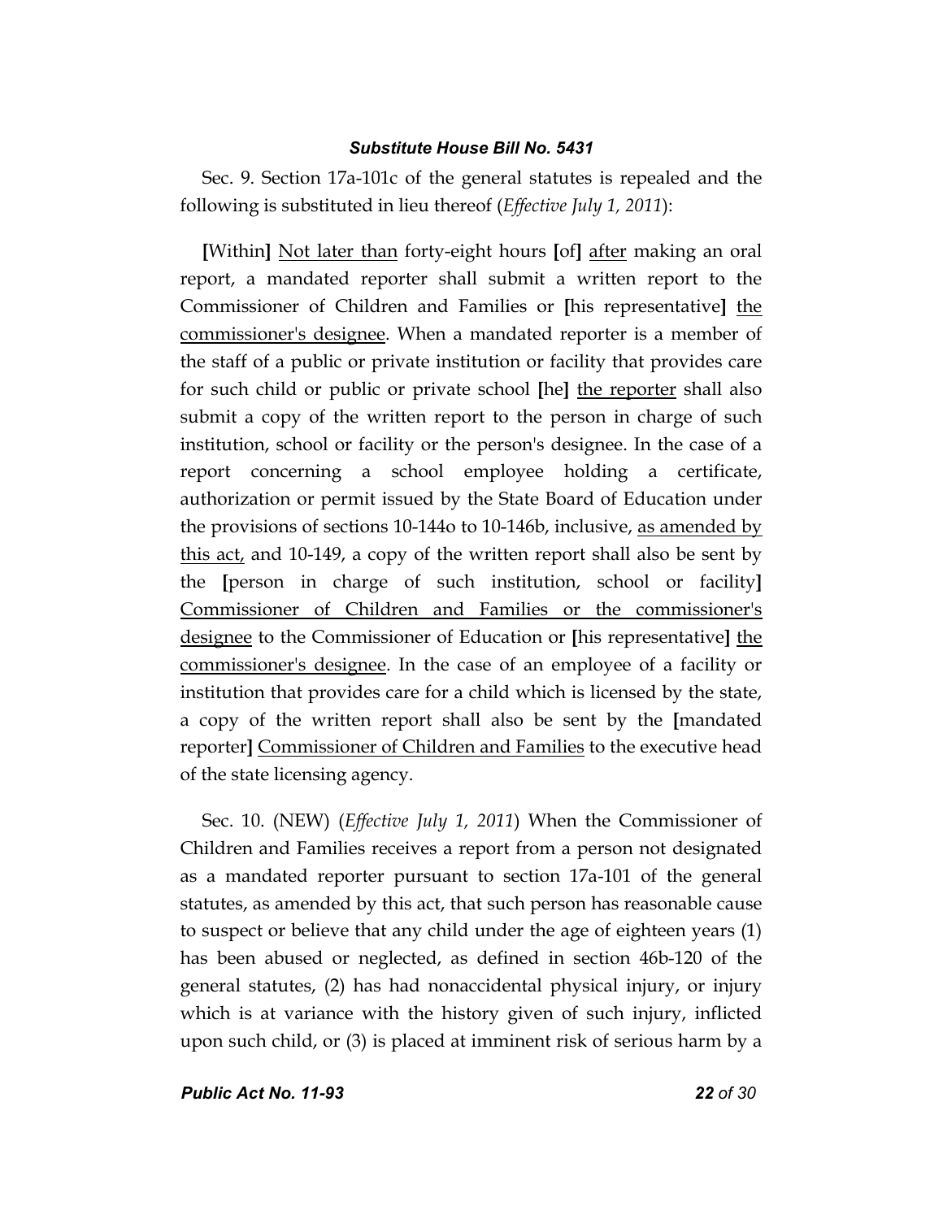Sec. 9. Section 17a-101c of the general statutes is repealed and the following is substituted in lieu thereof (*Effective July 1, 2011*):

[Within] <u>Not later than</u> forty-eight hours [of] <u>after</u> making an oral report, a mandated reporter shall submit a written report to the Commissioner of Children and Families or [his representative] <u>the commissioner's designee</u>. When a mandated reporter is a member of the staff of a public or private institution or facility that provides care for such child or public or private school [he] <u>the reporter</u> shall also submit a copy of the written report to the person in charge of such institution, school or facility or the person's designee. In the case of a report concerning a school employee holding a certificate, authorization or permit issued by the State Board of Education under the provisions of sections 10-144o to 10-146b, inclusive, <u>as amended by this act,</u> and 10-149, a copy of the written report shall also be sent by the [person in charge of such institution, school or facility] <u>Commissioner of Children and Families or the commissioner's designee</u> to the Commissioner of Education or [his representative] <u>the commissioner's designee</u>. In the case of an employee of a facility or institution that provides care for a child which is licensed by the state, a copy of the written report shall also be sent by the [mandated reporter] <u>Commissioner of Children and Families</u> to the executive head of the state licensing agency.

Sec. 10. (NEW) (*Effective July 1, 2011*) When the Commissioner of Children and Families receives a report from a person not designated as a mandated reporter pursuant to section 17a-101 of the general statutes, as amended by this act, that such person has reasonable cause to suspect or believe that any child under the age of eighteen years (1) has been abused or neglected, as defined in section 46b-120 of the general statutes, (2) has had nonaccidental physical injury, or injury which is at variance with the history given of such injury, inflicted upon such child, or (3) is placed at imminent risk of serious harm by a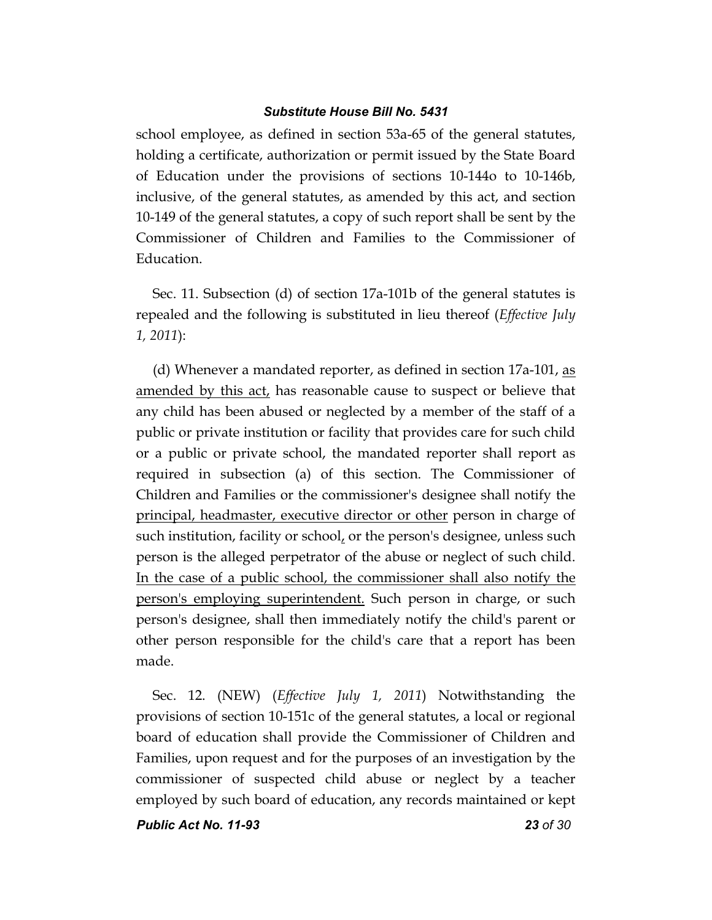school employee, as defined in section 53a-65 of the general statutes, holding a certificate, authorization or permit issued by the State Board of Education under the provisions of sections 10-144o to 10-146b, inclusive, of the general statutes, as amended by this act, and section 10-149 of the general statutes, a copy of such report shall be sent by the Commissioner of Children and Families to the Commissioner of Education.

Sec. 11. Subsection (d) of section 17a-101b of the general statutes is repealed and the following is substituted in lieu thereof (*Effective July 1, 2011*):

(d) Whenever a mandated reporter, as defined in section 17a-101, <u>as amended by this act,</u> has reasonable cause to suspect or believe that any child has been abused or neglected by a member of the staff of a public or private institution or facility that provides care for such child or a public or private school, the mandated reporter shall report as required in subsection (a) of this section. The Commissioner of Children and Families or the commissioner's designee shall notify the <u>principal, headmaster, executive director or other</u> person in charge of such institution, facility or school<u>,</u> or the person's designee, unless such person is the alleged perpetrator of the abuse or neglect of such child. <u>In the case of a public school, the commissioner shall also notify the person's employing superintendent.</u> Such person in charge, or such person's designee, shall then immediately notify the child's parent or other person responsible for the child's care that a report has been made.

Sec. 12. (NEW) (*Effective July 1, 2011*) Notwithstanding the provisions of section 10-151c of the general statutes, a local or regional board of education shall provide the Commissioner of Children and Families, upon request and for the purposes of an investigation by the commissioner of suspected child abuse or neglect by a teacher employed by such board of education, any records maintained or kept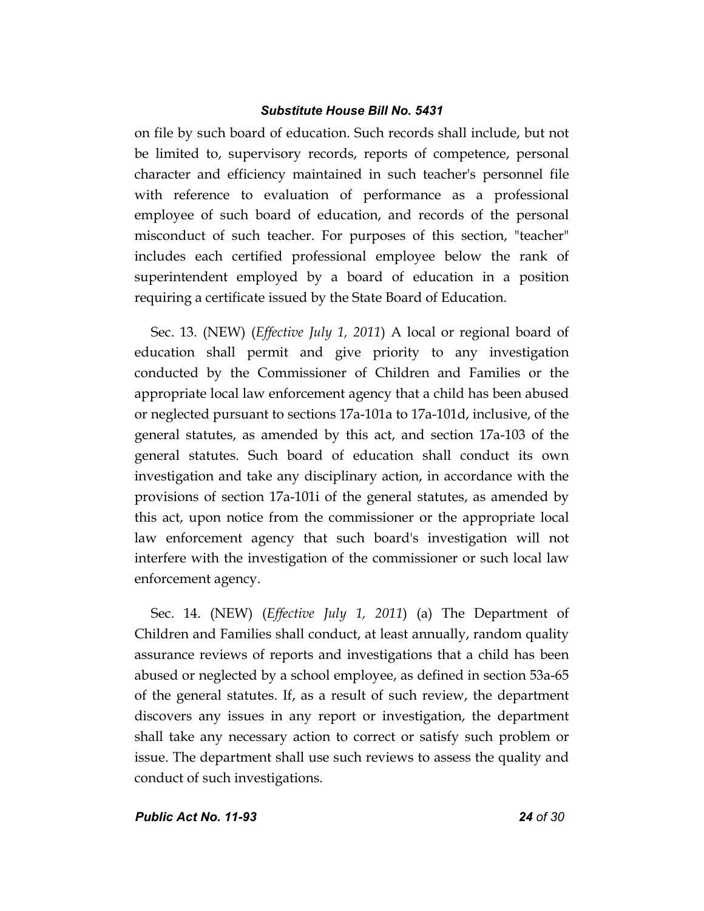on file by such board of education. Such records shall include, but not be limited to, supervisory records, reports of competence, personal character and efficiency maintained in such teacher's personnel file with reference to evaluation of performance as a professional employee of such board of education, and records of the personal misconduct of such teacher. For purposes of this section, "teacher" includes each certified professional employee below the rank of superintendent employed by a board of education in a position requiring a certificate issued by the State Board of Education.

Sec. 13. (NEW) (*Effective July 1, 2011*) A local or regional board of education shall permit and give priority to any investigation conducted by the Commissioner of Children and Families or the appropriate local law enforcement agency that a child has been abused or neglected pursuant to sections 17a-101a to 17a-101d, inclusive, of the general statutes, as amended by this act, and section 17a-103 of the general statutes. Such board of education shall conduct its own investigation and take any disciplinary action, in accordance with the provisions of section 17a-101i of the general statutes, as amended by this act, upon notice from the commissioner or the appropriate local law enforcement agency that such board's investigation will not interfere with the investigation of the commissioner or such local law enforcement agency.

Sec. 14. (NEW) (*Effective July 1, 2011*) (a) The Department of Children and Families shall conduct, at least annually, random quality assurance reviews of reports and investigations that a child has been abused or neglected by a school employee, as defined in section 53a-65 of the general statutes. If, as a result of such review, the department discovers any issues in any report or investigation, the department shall take any necessary action to correct or satisfy such problem or issue. The department shall use such reviews to assess the quality and conduct of such investigations.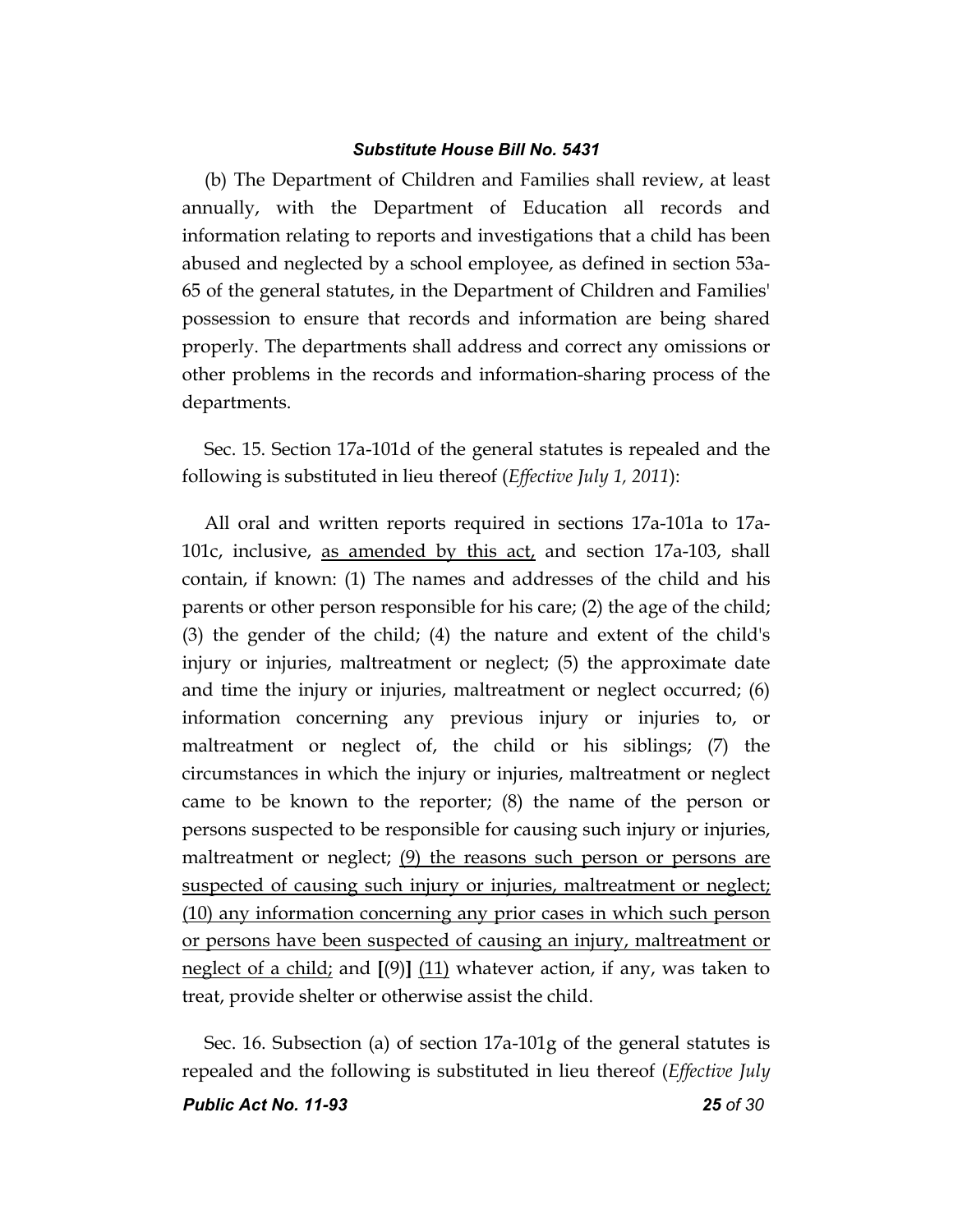(b) The Department of Children and Families shall review, at least annually, with the Department of Education all records and information relating to reports and investigations that a child has been abused and neglected by a school employee, as defined in section 53a-65 of the general statutes, in the Department of Children and Families' possession to ensure that records and information are being shared properly. The departments shall address and correct any omissions or other problems in the records and information-sharing process of the departments.

Sec. 15. Section 17a-101d of the general statutes is repealed and the following is substituted in lieu thereof (*Effective July 1, 2011*):

All oral and written reports required in sections 17a-101a to 17a-101c, inclusive, <u>as amended by this act,</u> and section 17a-103, shall contain, if known: (1) The names and addresses of the child and his parents or other person responsible for his care; (2) the age of the child; (3) the gender of the child; (4) the nature and extent of the child's injury or injuries, maltreatment or neglect; (5) the approximate date and time the injury or injuries, maltreatment or neglect occurred; (6) information concerning any previous injury or injuries to, or maltreatment or neglect of, the child or his siblings; (7) the circumstances in which the injury or injuries, maltreatment or neglect came to be known to the reporter; (8) the name of the person or persons suspected to be responsible for causing such injury or injuries, maltreatment or neglect; <u>(9) the reasons such person or persons are suspected of causing such injury or injuries, maltreatment or neglect; (10) any information concerning any prior cases in which such person or persons have been suspected of causing an injury, maltreatment or neglect of a child;</u> and **[**(9)**]** <u>(11)</u> whatever action, if any, was taken to treat, provide shelter or otherwise assist the child.

Sec. 16. Subsection (a) of section 17a-101g of the general statutes is repealed and the following is substituted in lieu thereof (*Effective July*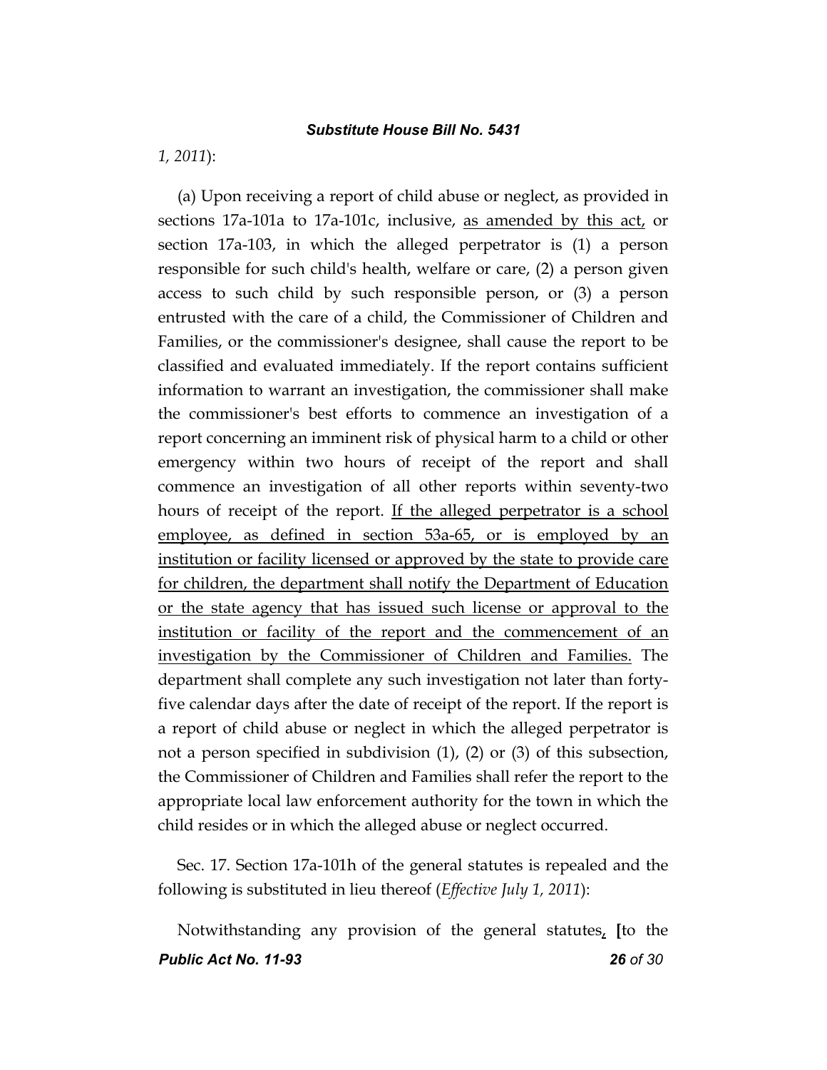*1, 2011*):

(a) Upon receiving a report of child abuse or neglect, as provided in sections 17a-101a to 17a-101c, inclusive, <u>as amended by this act,</u> or section 17a-103, in which the alleged perpetrator is (1) a person responsible for such child's health, welfare or care, (2) a person given access to such child by such responsible person, or (3) a person entrusted with the care of a child, the Commissioner of Children and Families, or the commissioner's designee, shall cause the report to be classified and evaluated immediately. If the report contains sufficient information to warrant an investigation, the commissioner shall make the commissioner's best efforts to commence an investigation of a report concerning an imminent risk of physical harm to a child or other emergency within two hours of receipt of the report and shall commence an investigation of all other reports within seventy-two hours of receipt of the report. <u>If the alleged perpetrator is a school employee, as defined in section 53a-65, or is employed by an institution or facility licensed or approved by the state to provide care for children, the department shall notify the Department of Education or the state agency that has issued such license or approval to the institution or facility of the report and the commencement of an investigation by the Commissioner of Children and Families.</u> The department shall complete any such investigation not later than forty-five calendar days after the date of receipt of the report. If the report is a report of child abuse or neglect in which the alleged perpetrator is not a person specified in subdivision (1), (2) or (3) of this subsection, the Commissioner of Children and Families shall refer the report to the appropriate local law enforcement authority for the town in which the child resides or in which the alleged abuse or neglect occurred.

Sec. 17. Section 17a-101h of the general statutes is repealed and the following is substituted in lieu thereof (*Effective July 1, 2011*):

Notwithstanding any provision of the general statutes<u>,</u> **[**to the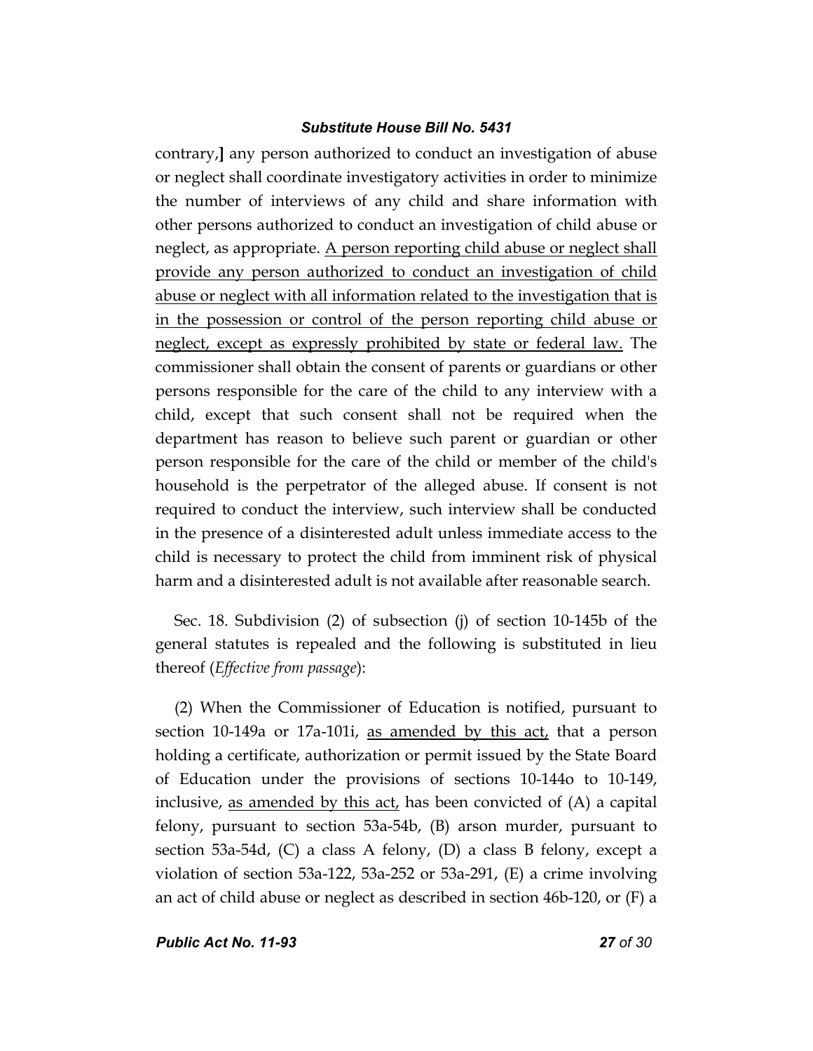contrary,] any person authorized to conduct an investigation of abuse or neglect shall coordinate investigatory activities in order to minimize the number of interviews of any child and share information with other persons authorized to conduct an investigation of child abuse or neglect, as appropriate. <u>A person reporting child abuse or neglect shall provide any person authorized to conduct an investigation of child abuse or neglect with all information related to the investigation that is in the possession or control of the person reporting child abuse or neglect, except as expressly prohibited by state or federal law.</u> The commissioner shall obtain the consent of parents or guardians or other persons responsible for the care of the child to any interview with a child, except that such consent shall not be required when the department has reason to believe such parent or guardian or other person responsible for the care of the child or member of the child's household is the perpetrator of the alleged abuse. If consent is not required to conduct the interview, such interview shall be conducted in the presence of a disinterested adult unless immediate access to the child is necessary to protect the child from imminent risk of physical harm and a disinterested adult is not available after reasonable search.

Sec. 18. Subdivision (2) of subsection (j) of section 10-145b of the general statutes is repealed and the following is substituted in lieu thereof (*Effective from passage*):

(2) When the Commissioner of Education is notified, pursuant to section 10-149a or 17a-101i, <u>as amended by this act,</u> that a person holding a certificate, authorization or permit issued by the State Board of Education under the provisions of sections 10-144o to 10-149, inclusive, <u>as amended by this act,</u> has been convicted of (A) a capital felony, pursuant to section 53a-54b, (B) arson murder, pursuant to section 53a-54d, (C) a class A felony, (D) a class B felony, except a violation of section 53a-122, 53a-252 or 53a-291, (E) a crime involving an act of child abuse or neglect as described in section 46b-120, or (F) a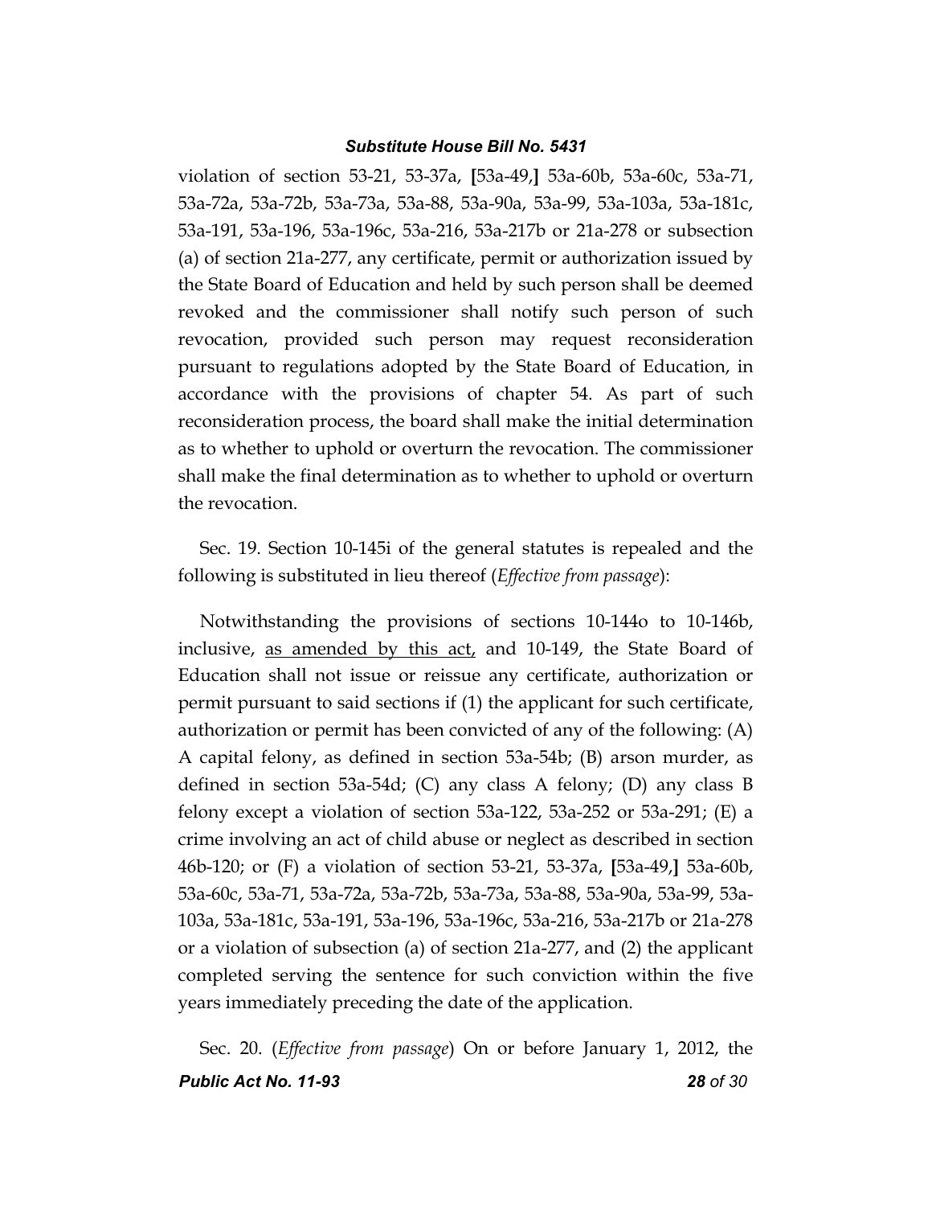violation of section 53-21, 53-37a, [53a-49,] 53a-60b, 53a-60c, 53a-71, 53a-72a, 53a-72b, 53a-73a, 53a-88, 53a-90a, 53a-99, 53a-103a, 53a-181c, 53a-191, 53a-196, 53a-196c, 53a-216, 53a-217b or 21a-278 or subsection (a) of section 21a-277, any certificate, permit or authorization issued by the State Board of Education and held by such person shall be deemed revoked and the commissioner shall notify such person of such revocation, provided such person may request reconsideration pursuant to regulations adopted by the State Board of Education, in accordance with the provisions of chapter 54. As part of such reconsideration process, the board shall make the initial determination as to whether to uphold or overturn the revocation. The commissioner shall make the final determination as to whether to uphold or overturn the revocation.

Sec. 19. Section 10-145i of the general statutes is repealed and the following is substituted in lieu thereof (*Effective from passage*):

Notwithstanding the provisions of sections 10-144o to 10-146b, inclusive, <u>as amended by this act,</u> and 10-149, the State Board of Education shall not issue or reissue any certificate, authorization or permit pursuant to said sections if (1) the applicant for such certificate, authorization or permit has been convicted of any of the following: (A) A capital felony, as defined in section 53a-54b; (B) arson murder, as defined in section 53a-54d; (C) any class A felony; (D) any class B felony except a violation of section 53a-122, 53a-252 or 53a-291; (E) a crime involving an act of child abuse or neglect as described in section 46b-120; or (F) a violation of section 53-21, 53-37a, [53a-49,] 53a-60b, 53a-60c, 53a-71, 53a-72a, 53a-72b, 53a-73a, 53a-88, 53a-90a, 53a-99, 53a-103a, 53a-181c, 53a-191, 53a-196, 53a-196c, 53a-216, 53a-217b or 21a-278 or a violation of subsection (a) of section 21a-277, and (2) the applicant completed serving the sentence for such conviction within the five years immediately preceding the date of the application.

Sec. 20. (*Effective from passage*) On or before January 1, 2012, the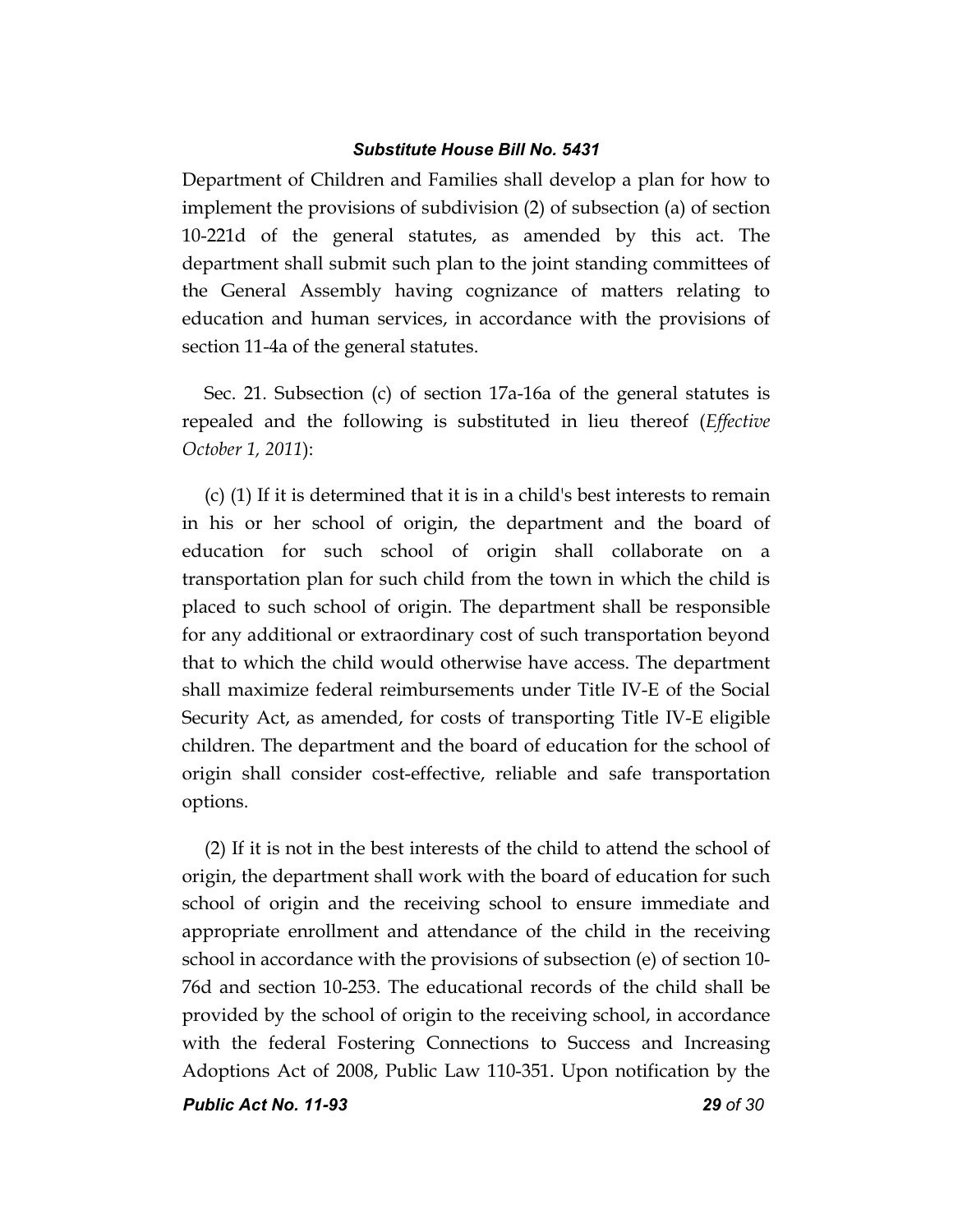Department of Children and Families shall develop a plan for how to implement the provisions of subdivision (2) of subsection (a) of section 10-221d of the general statutes, as amended by this act. The department shall submit such plan to the joint standing committees of the General Assembly having cognizance of matters relating to education and human services, in accordance with the provisions of section 11-4a of the general statutes.

Sec. 21. Subsection (c) of section 17a-16a of the general statutes is repealed and the following is substituted in lieu thereof (*Effective October 1, 2011*):

(c) (1) If it is determined that it is in a child's best interests to remain in his or her school of origin, the department and the board of education for such school of origin shall collaborate on a transportation plan for such child from the town in which the child is placed to such school of origin. The department shall be responsible for any additional or extraordinary cost of such transportation beyond that to which the child would otherwise have access. The department shall maximize federal reimbursements under Title IV-E of the Social Security Act, as amended, for costs of transporting Title IV-E eligible children. The department and the board of education for the school of origin shall consider cost-effective, reliable and safe transportation options.

(2) If it is not in the best interests of the child to attend the school of origin, the department shall work with the board of education for such school of origin and the receiving school to ensure immediate and appropriate enrollment and attendance of the child in the receiving school in accordance with the provisions of subsection (e) of section 10-76d and section 10-253. The educational records of the child shall be provided by the school of origin to the receiving school, in accordance with the federal Fostering Connections to Success and Increasing Adoptions Act of 2008, Public Law 110-351. Upon notification by the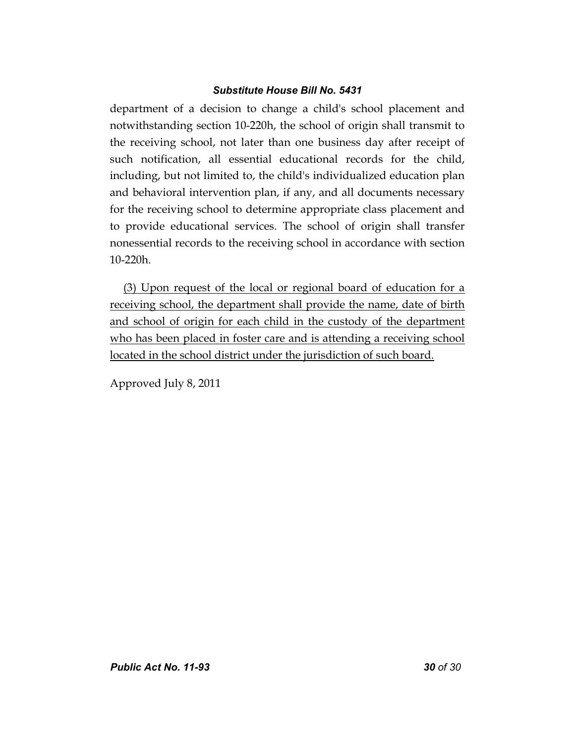department of a decision to change a child's school placement and notwithstanding section 10-220h, the school of origin shall transmit to the receiving school, not later than one business day after receipt of such notification, all essential educational records for the child, including, but not limited to, the child's individualized education plan and behavioral intervention plan, if any, and all documents necessary for the receiving school to determine appropriate class placement and to provide educational services. The school of origin shall transfer nonessential records to the receiving school in accordance with section 10-220h.

<u>(3) Upon request of the local or regional board of education for a receiving school, the department shall provide the name, date of birth and school of origin for each child in the custody of the department who has been placed in foster care and is attending a receiving school located in the school district under the jurisdiction of such board.</u>

Approved July 8, 2011